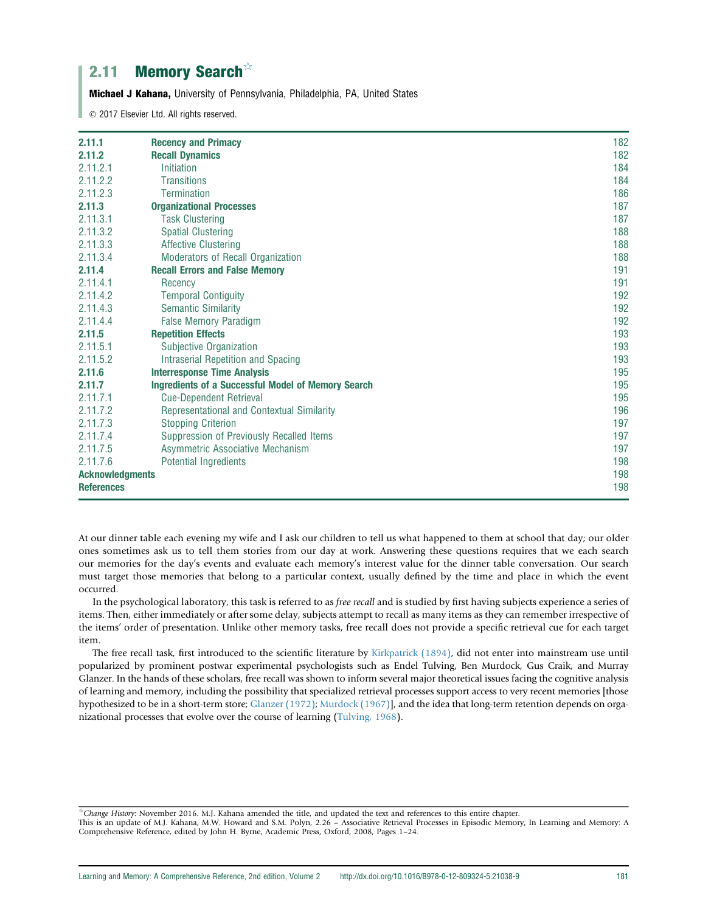# 2.11 Memory Search☆

**Michael J Kahana,** University of Pennsylvania, Philadelphia, PA, United States

© 2017 Elsevier Ltd. All rights reserved.

| | | |
|---|---|---|
| **2.11.1** | **Recency and Primacy** | 182 |
| **2.11.2** | **Recall Dynamics** | 182 |
| 2.11.2.1 | Initiation | 184 |
| 2.11.2.2 | Transitions | 184 |
| 2.11.2.3 | Termination | 186 |
| **2.11.3** | **Organizational Processes** | 187 |
| 2.11.3.1 | Task Clustering | 187 |
| 2.11.3.2 | Spatial Clustering | 188 |
| 2.11.3.3 | Affective Clustering | 188 |
| 2.11.3.4 | Moderators of Recall Organization | 188 |
| **2.11.4** | **Recall Errors and False Memory** | 191 |
| 2.11.4.1 | Recency | 191 |
| 2.11.4.2 | Temporal Contiguity | 192 |
| 2.11.4.3 | Semantic Similarity | 192 |
| 2.11.4.4 | False Memory Paradigm | 192 |
| **2.11.5** | **Repetition Effects** | 193 |
| 2.11.5.1 | Subjective Organization | 193 |
| 2.11.5.2 | Intraserial Repetition and Spacing | 193 |
| **2.11.6** | **Interresponse Time Analysis** | 195 |
| **2.11.7** | **Ingredients of a Successful Model of Memory Search** | 195 |
| 2.11.7.1 | Cue-Dependent Retrieval | 195 |
| 2.11.7.2 | Representational and Contextual Similarity | 196 |
| 2.11.7.3 | Stopping Criterion | 197 |
| 2.11.7.4 | Suppression of Previously Recalled Items | 197 |
| 2.11.7.5 | Asymmetric Associative Mechanism | 197 |
| 2.11.7.6 | Potential Ingredients | 198 |
| **Acknowledgments** | | 198 |
| **References** | | 198 |

At our dinner table each evening my wife and I ask our children to tell us what happened to them at school that day; our older ones sometimes ask us to tell them stories from our day at work. Answering these questions requires that we each search our memories for the day's events and evaluate each memory's interest value for the dinner table conversation. Our search must target those memories that belong to a particular context, usually defined by the time and place in which the event occurred.

In the psychological laboratory, this task is referred to as *free recall* and is studied by first having subjects experience a series of items. Then, either immediately or after some delay, subjects attempt to recall as many items as they can remember irrespective of the items' order of presentation. Unlike other memory tasks, free recall does not provide a specific retrieval cue for each target item.

The free recall task, first introduced to the scientific literature by Kirkpatrick (1894), did not enter into mainstream use until popularized by prominent postwar experimental psychologists such as Endel Tulving, Ben Murdock, Gus Craik, and Murray Glanzer. In the hands of these scholars, free recall was shown to inform several major theoretical issues facing the cognitive analysis of learning and memory, including the possibility that specialized retrieval processes support access to very recent memories [those hypothesized to be in a short-term store; Glanzer (1972); Murdock (1967)], and the idea that long-term retention depends on organizational processes that evolve over the course of learning (Tulving, 1968).

☆*Change History*: November 2016. M.J. Kahana amended the title, and updated the text and references to this entire chapter.
This is an update of M.J. Kahana, M.W. Howard and S.M. Polyn, 2.26 – Associative Retrieval Processes in Episodic Memory, In Learning and Memory: A Comprehensive Reference, edited by John H. Byrne, Academic Press, Oxford, 2008, Pages 1–24.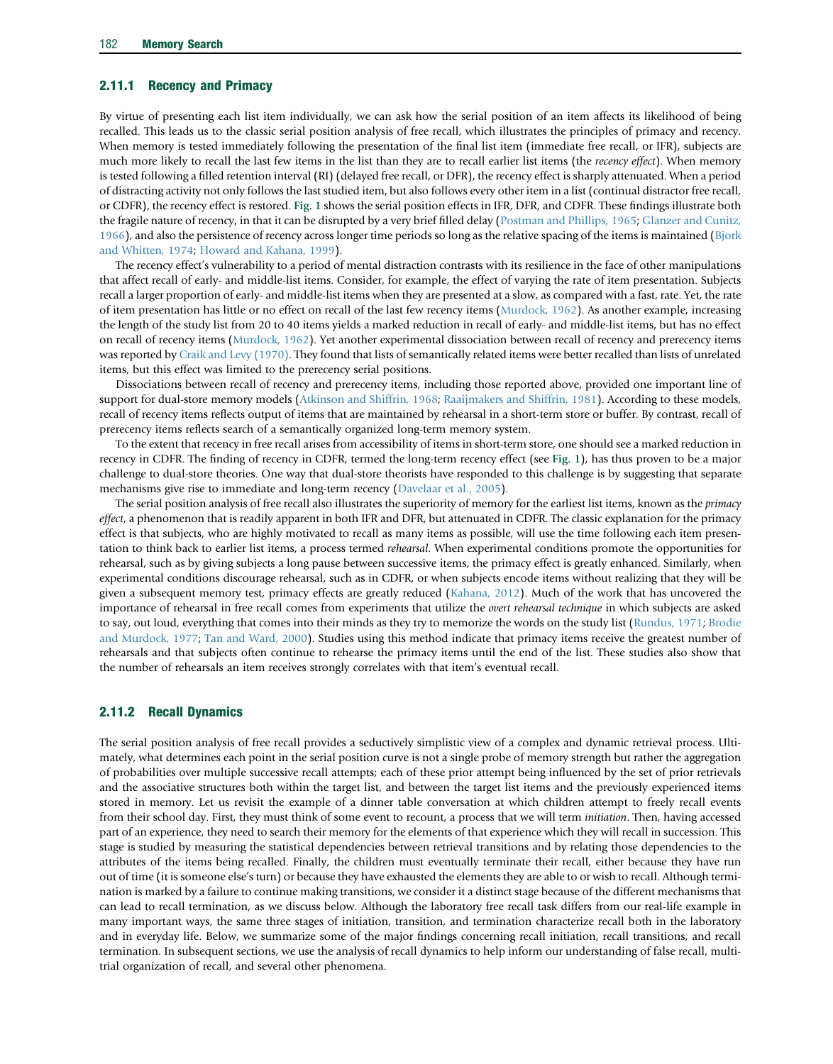### 2.11.1 Recency and Primacy

By virtue of presenting each list item individually, we can ask how the serial position of an item affects its likelihood of being recalled. This leads us to the classic serial position analysis of free recall, which illustrates the principles of primacy and recency. When memory is tested immediately following the presentation of the final list item (immediate free recall, or IFR), subjects are much more likely to recall the last few items in the list than they are to recall earlier list items (the *recency effect*). When memory is tested following a filled retention interval (RI) (delayed free recall, or DFR), the recency effect is sharply attenuated. When a period of distracting activity not only follows the last studied item, but also follows every other item in a list (continual distractor free recall, or CDFR), the recency effect is restored. **Fig. 1** shows the serial position effects in IFR, DFR, and CDFR. These findings illustrate both the fragile nature of recency, in that it can be disrupted by a very brief filled delay (Postman and Phillips, 1965; Glanzer and Cunitz, 1966), and also the persistence of recency across longer time periods so long as the relative spacing of the items is maintained (Bjork and Whitten, 1974; Howard and Kahana, 1999).

The recency effect's vulnerability to a period of mental distraction contrasts with its resilience in the face of other manipulations that affect recall of early- and middle-list items. Consider, for example, the effect of varying the rate of item presentation. Subjects recall a larger proportion of early- and middle-list items when they are presented at a slow, as compared with a fast, rate. Yet, the rate of item presentation has little or no effect on recall of the last few recency items (Murdock, 1962). As another example, increasing the length of the study list from 20 to 40 items yields a marked reduction in recall of early- and middle-list items, but has no effect on recall of recency items (Murdock, 1962). Yet another experimental dissociation between recall of recency and prerecency items was reported by Craik and Levy (1970). They found that lists of semantically related items were better recalled than lists of unrelated items, but this effect was limited to the prerecency serial positions.

Dissociations between recall of recency and prerecency items, including those reported above, provided one important line of support for dual-store memory models (Atkinson and Shiffrin, 1968; Raaijmakers and Shiffrin, 1981). According to these models, recall of recency items reflects output of items that are maintained by rehearsal in a short-term store or buffer. By contrast, recall of prerecency items reflects search of a semantically organized long-term memory system.

To the extent that recency in free recall arises from accessibility of items in short-term store, one should see a marked reduction in recency in CDFR. The finding of recency in CDFR, termed the long-term recency effect (see **Fig. 1**), has thus proven to be a major challenge to dual-store theories. One way that dual-store theorists have responded to this challenge is by suggesting that separate mechanisms give rise to immediate and long-term recency (Davelaar et al., 2005).

The serial position analysis of free recall also illustrates the superiority of memory for the earliest list items, known as the *primacy effect*, a phenomenon that is readily apparent in both IFR and DFR, but attenuated in CDFR. The classic explanation for the primacy effect is that subjects, who are highly motivated to recall as many items as possible, will use the time following each item presentation to think back to earlier list items, a process termed *rehearsal*. When experimental conditions promote the opportunities for rehearsal, such as by giving subjects a long pause between successive items, the primacy effect is greatly enhanced. Similarly, when experimental conditions discourage rehearsal, such as in CDFR, or when subjects encode items without realizing that they will be given a subsequent memory test, primacy effects are greatly reduced (Kahana, 2012). Much of the work that has uncovered the importance of rehearsal in free recall comes from experiments that utilize the *overt rehearsal technique* in which subjects are asked to say, out loud, everything that comes into their minds as they try to memorize the words on the study list (Rundus, 1971; Brodie and Murdock, 1977; Tan and Ward, 2000). Studies using this method indicate that primacy items receive the greatest number of rehearsals and that subjects often continue to rehearse the primacy items until the end of the list. These studies also show that the number of rehearsals an item receives strongly correlates with that item's eventual recall.

### 2.11.2 Recall Dynamics

The serial position analysis of free recall provides a seductively simplistic view of a complex and dynamic retrieval process. Ultimately, what determines each point in the serial position curve is not a single probe of memory strength but rather the aggregation of probabilities over multiple successive recall attempts; each of these prior attempt being influenced by the set of prior retrievals and the associative structures both within the target list, and between the target list items and the previously experienced items stored in memory. Let us revisit the example of a dinner table conversation at which children attempt to freely recall events from their school day. First, they must think of some event to recount, a process that we will term *initiation*. Then, having accessed part of an experience, they need to search their memory for the elements of that experience which they will recall in succession. This stage is studied by measuring the statistical dependencies between retrieval transitions and by relating those dependencies to the attributes of the items being recalled. Finally, the children must eventually terminate their recall, either because they have run out of time (it is someone else's turn) or because they have exhausted the elements they are able to or wish to recall. Although termination is marked by a failure to continue making transitions, we consider it a distinct stage because of the different mechanisms that can lead to recall termination, as we discuss below. Although the laboratory free recall task differs from our real-life example in many important ways, the same three stages of initiation, transition, and termination characterize recall both in the laboratory and in everyday life. Below, we summarize some of the major findings concerning recall initiation, recall transitions, and recall termination. In subsequent sections, we use the analysis of recall dynamics to help inform our understanding of false recall, multi-trial organization of recall, and several other phenomena.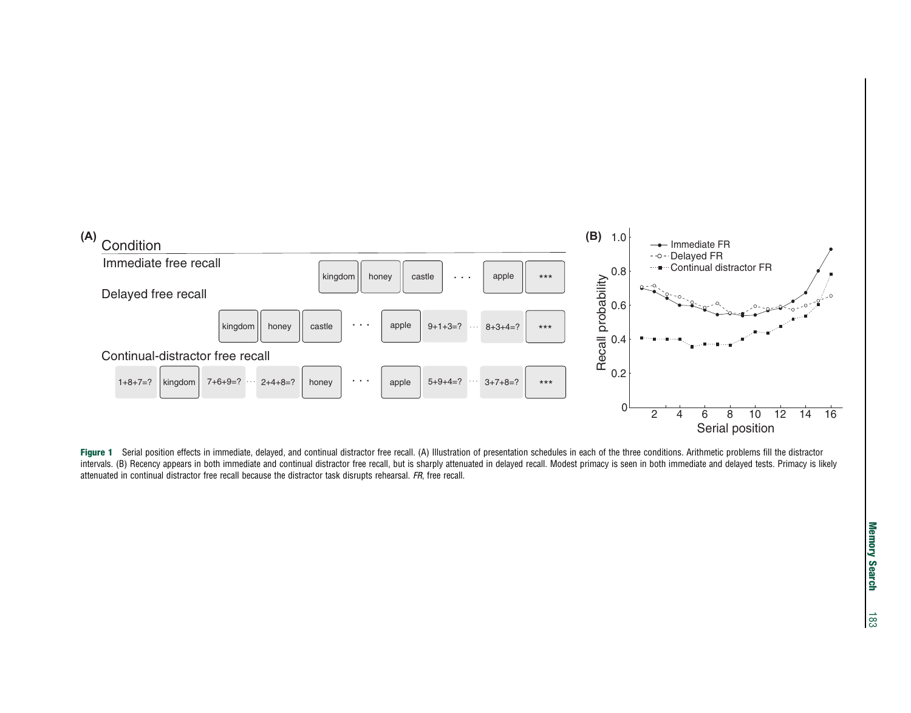(A) Condition

Immediate free recall

kingdom honey castle . . . apple ***

Delayed free recall

kingdom honey castle . . . apple 9+1+3=? 8+3+4=? ***

Continual-distractor free recall

1+8+7=? kingdom 7+6+9=? 2+4+8=? honey . . . apple 5+9+4=? 3+7+8=? ***

(B)

Immediate FR
Delayed FR
Continual distractor FR

Recall probability

0 0.2 0.4 0.6 0.8 1.0

Serial position

2 4 6 8 10 12 14 16

**Figure 1** Serial position effects in immediate, delayed, and continual distractor free recall. (A) Illustration of presentation schedules in each of the three conditions. Arithmetic problems fill the distractor intervals. (B) Recency appears in both immediate and continual distractor free recall, but is sharply attenuated in delayed recall. Modest primacy is seen in both immediate and delayed tests. Primacy is likely attenuated in continual distractor free recall because the distractor task disrupts rehearsal. *FR*, free recall.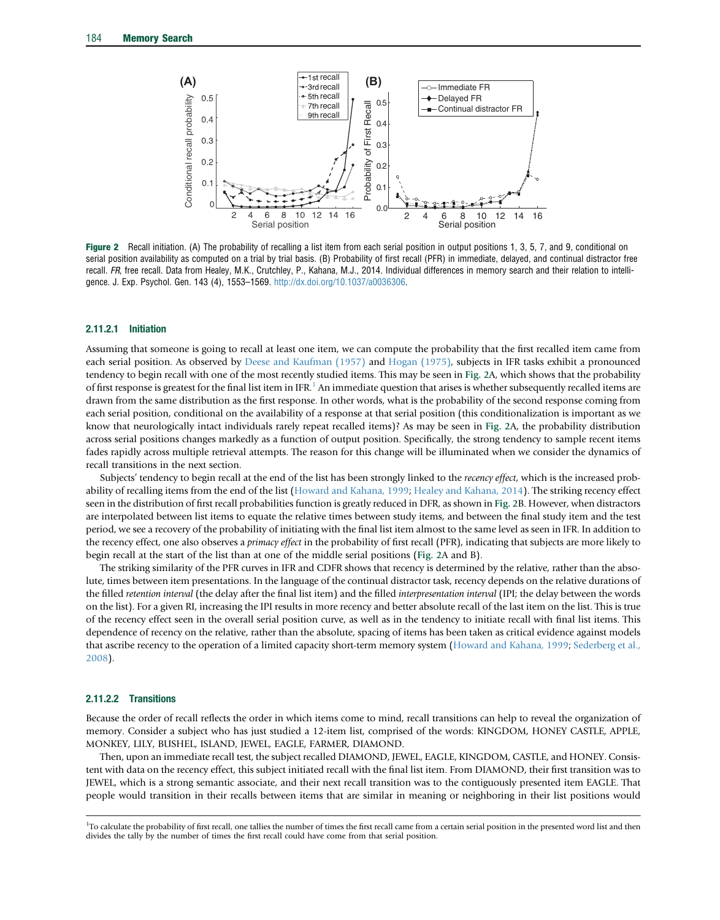(A)

Conditional recall probability

0.5
0.4
0.3
0.2
0.1
0

1st recall
3rd recall
5th recall
7th recall
9th recall

2 4 6 8 10 12 14 16
Serial position

(B)

Probability of First Recall

0.5
0.4
0.3
0.2
0.1
0.0

Immediate FR
Delayed FR
Continual distractor FR

2 4 6 8 10 12 14 16
Serial position

**Figure 2** Recall initiation. (A) The probability of recalling a list item from each serial position in output positions 1, 3, 5, 7, and 9, conditional on serial position availability as computed on a trial by trial basis. (B) Probability of first recall (PFR) in immediate, delayed, and continual distractor free recall. *FR*, free recall. Data from Healey, M.K., Crutchley, P., Kahana, M.J., 2014. Individual differences in memory search and their relation to intelligence. J. Exp. Psychol. Gen. 143 (4), 1553–1569. http://dx.doi.org/10.1037/a0036306.

#### 2.11.2.1 Initiation

Assuming that someone is going to recall at least one item, we can compute the probability that the first recalled item came from each serial position. As observed by Deese and Kaufman (1957) and Hogan (1975), subjects in IFR tasks exhibit a pronounced tendency to begin recall with one of the most recently studied items. This may be seen in Fig. 2A, which shows that the probability of first response is greatest for the final list item in IFR.[1] An immediate question that arises is whether subsequently recalled items are drawn from the same distribution as the first response. In other words, what is the probability of the second response coming from each serial position, conditional on the availability of a response at that serial position (this conditionalization is important as we know that neurologically intact individuals rarely repeat recalled items)? As may be seen in Fig. 2A, the probability distribution across serial positions changes markedly as a function of output position. Specifically, the strong tendency to sample recent items fades rapidly across multiple retrieval attempts. The reason for this change will be illuminated when we consider the dynamics of recall transitions in the next section.

Subjects' tendency to begin recall at the end of the list has been strongly linked to the *recency effect*, which is the increased probability of recalling items from the end of the list (Howard and Kahana, 1999; Healey and Kahana, 2014). The striking recency effect seen in the distribution of first recall probabilities function is greatly reduced in DFR, as shown in Fig. 2B. However, when distractors are interpolated between list items to equate the relative times between study items, and between the final study item and the test period, we see a recovery of the probability of initiating with the final list item almost to the same level as seen in IFR. In addition to the recency effect, one also observes a *primacy effect* in the probability of first recall (PFR), indicating that subjects are more likely to begin recall at the start of the list than at one of the middle serial positions (Fig. 2A and B).

The striking similarity of the PFR curves in IFR and CDFR shows that recency is determined by the relative, rather than the absolute, times between item presentations. In the language of the continual distractor task, recency depends on the relative durations of the filled *retention interval* (the delay after the final list item) and the filled *interpresentation interval* (IPI; the delay between the words on the list). For a given RI, increasing the IPI results in more recency and better absolute recall of the last item on the list. This is true of the recency effect seen in the overall serial position curve, as well as in the tendency to initiate recall with final list items. This dependence of recency on the relative, rather than the absolute, spacing of items has been taken as critical evidence against models that ascribe recency to the operation of a limited capacity short-term memory system (Howard and Kahana, 1999; Sederberg et al., 2008).

#### 2.11.2.2 Transitions

Because the order of recall reflects the order in which items come to mind, recall transitions can help to reveal the organization of memory. Consider a subject who has just studied a 12-item list, comprised of the words: KINGDOM, HONEY CASTLE, APPLE, MONKEY, LILY, BUSHEL, ISLAND, JEWEL, EAGLE, FARMER, DIAMOND.

Then, upon an immediate recall test, the subject recalled DIAMOND, JEWEL, EAGLE, KINGDOM, CASTLE, and HONEY. Consistent with data on the recency effect, this subject initiated recall with the final list item. From DIAMOND, their first transition was to JEWEL, which is a strong semantic associate, and their next recall transition was to the contiguously presented item EAGLE. That people would transition in their recalls between items that are similar in meaning or neighboring in their list positions would

[1]To calculate the probability of first recall, one tallies the number of times the first recall came from a certain serial position in the presented word list and then divides the tally by the number of times the first recall could have come from that serial position.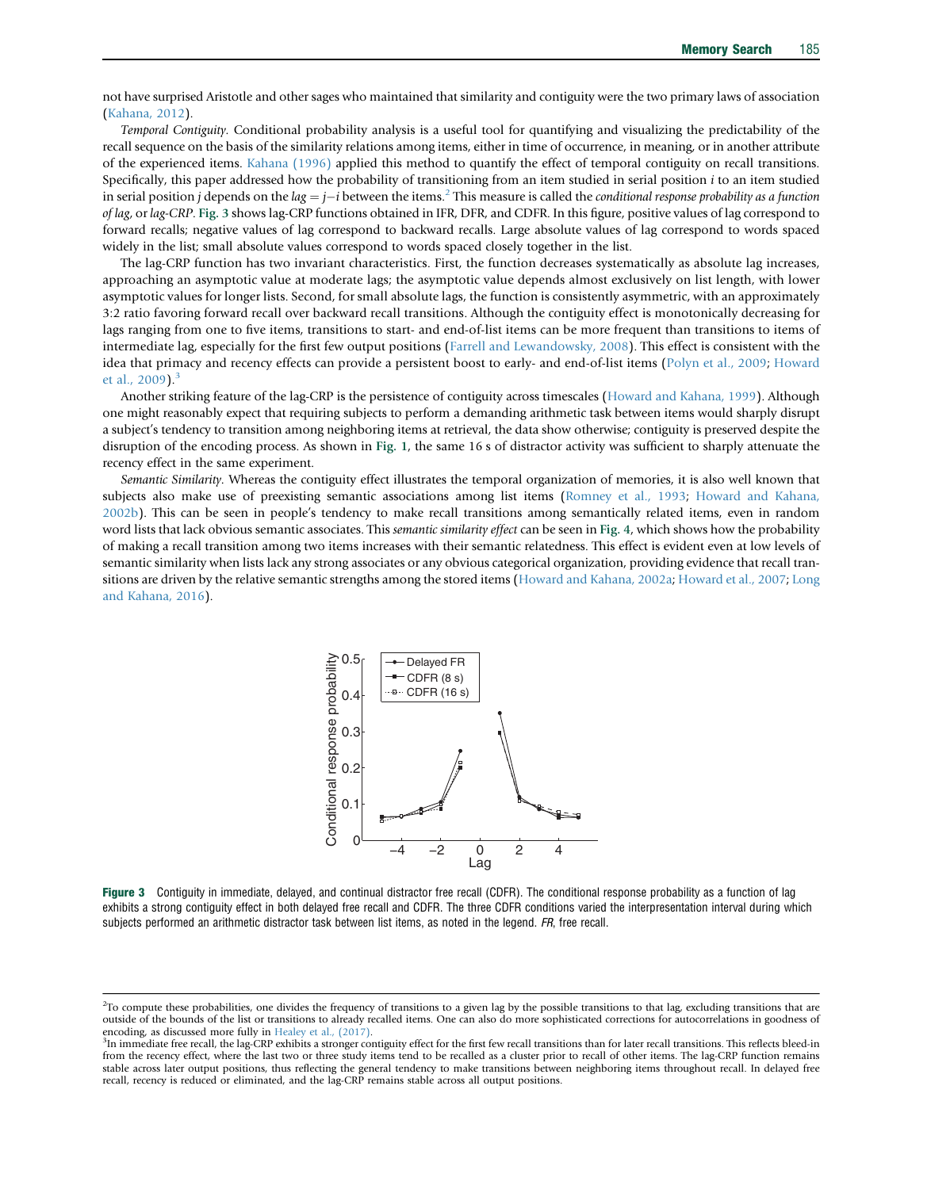not have surprised Aristotle and other sages who maintained that similarity and contiguity were the two primary laws of association (Kahana, 2012).

*Temporal Contiguity.* Conditional probability analysis is a useful tool for quantifying and visualizing the predictability of the recall sequence on the basis of the similarity relations among items, either in time of occurrence, in meaning, or in another attribute of the experienced items. Kahana (1996) applied this method to quantify the effect of temporal contiguity on recall transitions. Specifically, this paper addressed how the probability of transitioning from an item studied in serial position $i$ to an item studied in serial position $j$ depends on the *lag* $= j-i$ between the items.[2] This measure is called the *conditional response probability as a function of lag*, or *lag-CRP*. Fig. 3 shows lag-CRP functions obtained in IFR, DFR, and CDFR. In this figure, positive values of lag correspond to forward recalls; negative values of lag correspond to backward recalls. Large absolute values of lag correspond to words spaced widely in the list; small absolute values correspond to words spaced closely together in the list.

The lag-CRP function has two invariant characteristics. First, the function decreases systematically as absolute lag increases, approaching an asymptotic value at moderate lags; the asymptotic value depends almost exclusively on list length, with lower asymptotic values for longer lists. Second, for small absolute lags, the function is consistently asymmetric, with an approximately 3:2 ratio favoring forward recall over backward recall transitions. Although the contiguity effect is monotonically decreasing for lags ranging from one to five items, transitions to start- and end-of-list items can be more frequent than transitions to items of intermediate lag, especially for the first few output positions (Farrell and Lewandowsky, 2008). This effect is consistent with the idea that primacy and recency effects can provide a persistent boost to early- and end-of-list items (Polyn et al., 2009; Howard et al., 2009).[3]

Another striking feature of the lag-CRP is the persistence of contiguity across timescales (Howard and Kahana, 1999). Although one might reasonably expect that requiring subjects to perform a demanding arithmetic task between items would sharply disrupt a subject's tendency to transition among neighboring items at retrieval, the data show otherwise; contiguity is preserved despite the disruption of the encoding process. As shown in Fig. 1, the same 16 s of distractor activity was sufficient to sharply attenuate the recency effect in the same experiment.

*Semantic Similarity.* Whereas the contiguity effect illustrates the temporal organization of memories, it is also well known that subjects also make use of preexisting semantic associations among list items (Romney et al., 1993; Howard and Kahana, 2002b). This can be seen in people's tendency to make recall transitions among semantically related items, even in random word lists that lack obvious semantic associates. This *semantic similarity effect* can be seen in Fig. 4, which shows how the probability of making a recall transition among two items increases with their semantic relatedness. This effect is evident even at low levels of semantic similarity when lists lack any strong associates or any obvious categorical organization, providing evidence that recall transitions are driven by the relative semantic strengths among the stored items (Howard and Kahana, 2002a; Howard et al., 2007; Long and Kahana, 2016).

Conditional response probability
0.5
0.4
0.3
0.2
0.1
0
Delayed FR
CDFR (8 s)
CDFR (16 s)
–4
–2
0
2
4
Lag

**Figure 3** Contiguity in immediate, delayed, and continual distractor free recall (CDFR). The conditional response probability as a function of lag exhibits a strong contiguity effect in both delayed free recall and CDFR. The three CDFR conditions varied the interpresentation interval during which subjects performed an arithmetic distractor task between list items, as noted in the legend. *FR*, free recall.

[2] To compute these probabilities, one divides the frequency of transitions to a given lag by the possible transitions to that lag, excluding transitions that are outside of the bounds of the list or transitions to already recalled items. One can also do more sophisticated corrections for autocorrelations in goodness of encoding, as discussed more fully in Healey et al., (2017).

[3] In immediate free recall, the lag-CRP exhibits a stronger contiguity effect for the first few recall transitions than for later recall transitions. This reflects bleed-in from the recency effect, where the last two or three study items tend to be recalled as a cluster prior to recall of other items. The lag-CRP function remains stable across later output positions, thus reflecting the general tendency to make transitions between neighboring items throughout recall. In delayed free recall, recency is reduced or eliminated, and the lag-CRP remains stable across all output positions.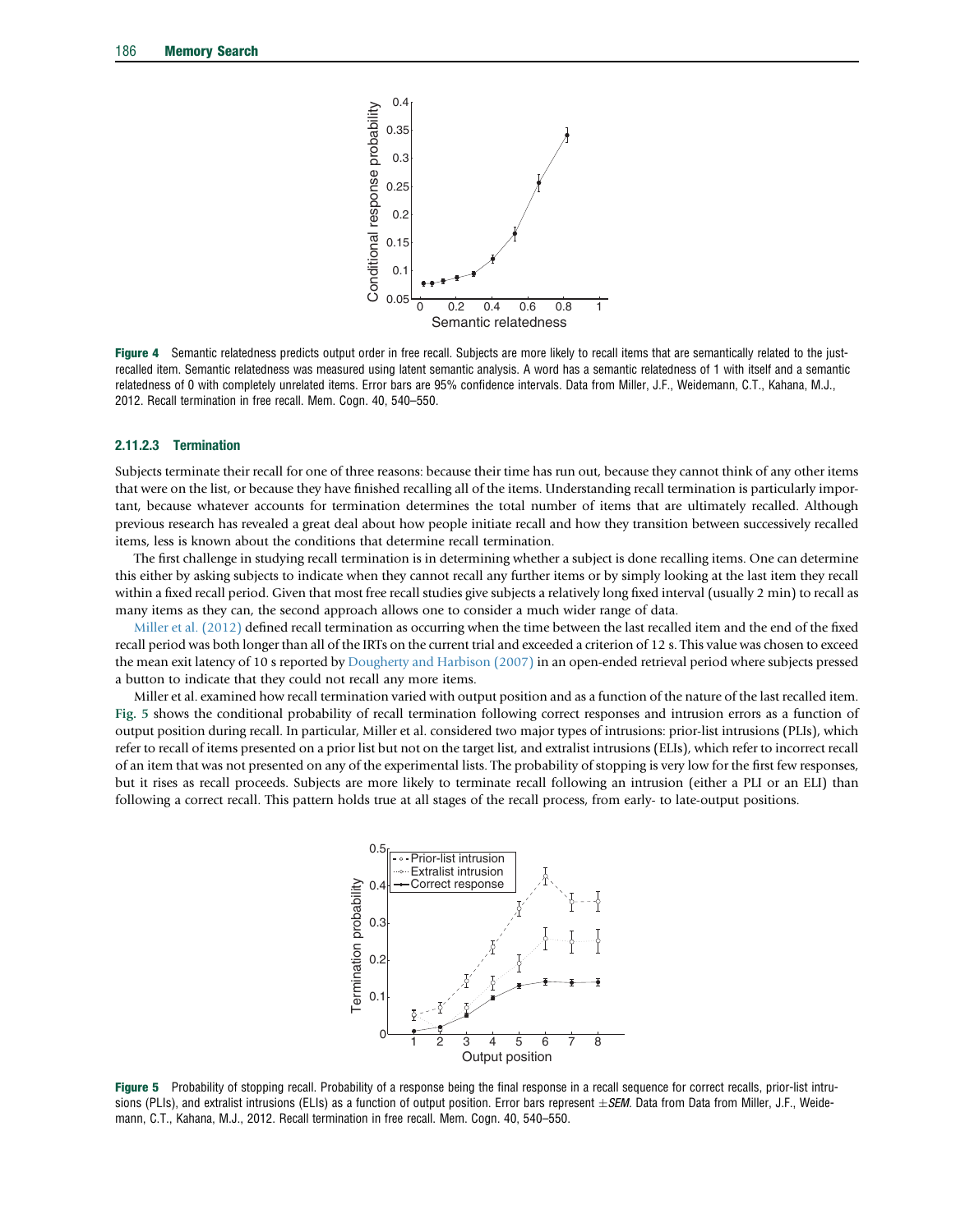0.4
0.35
0.3
0.25
0.2
0.15
0.1
0.05
Conditional response probability
0
0.2
0.4
0.6
0.8
1
Semantic relatedness

**Figure 4** Semantic relatedness predicts output order in free recall. Subjects are more likely to recall items that are semantically related to the just-recalled item. Semantic relatedness was measured using latent semantic analysis. A word has a semantic relatedness of 1 with itself and a semantic relatedness of 0 with completely unrelated items. Error bars are 95% confidence intervals. Data from Miller, J.F., Weidemann, C.T., Kahana, M.J., 2012. Recall termination in free recall. Mem. Cogn. 40, 540–550.

#### 2.11.2.3 Termination

Subjects terminate their recall for one of three reasons: because their time has run out, because they cannot think of any other items that were on the list, or because they have finished recalling all of the items. Understanding recall termination is particularly important, because whatever accounts for termination determines the total number of items that are ultimately recalled. Although previous research has revealed a great deal about how people initiate recall and how they transition between successively recalled items, less is known about the conditions that determine recall termination.

The first challenge in studying recall termination is in determining whether a subject is done recalling items. One can determine this either by asking subjects to indicate when they cannot recall any further items or by simply looking at the last item they recall within a fixed recall period. Given that most free recall studies give subjects a relatively long fixed interval (usually 2 min) to recall as many items as they can, the second approach allows one to consider a much wider range of data.

Miller et al. (2012) defined recall termination as occurring when the time between the last recalled item and the end of the fixed recall period was both longer than all of the IRTs on the current trial and exceeded a criterion of 12 s. This value was chosen to exceed the mean exit latency of 10 s reported by Dougherty and Harbison (2007) in an open-ended retrieval period where subjects pressed a button to indicate that they could not recall any more items.

Miller et al. examined how recall termination varied with output position and as a function of the nature of the last recalled item. Fig. 5 shows the conditional probability of recall termination following correct responses and intrusion errors as a function of output position during recall. In particular, Miller et al. considered two major types of intrusions: prior-list intrusions (PLIs), which refer to recall of items presented on a prior list but not on the target list, and extralist intrusions (ELIs), which refer to incorrect recall of an item that was not presented on any of the experimental lists. The probability of stopping is very low for the first few responses, but it rises as recall proceeds. Subjects are more likely to terminate recall following an intrusion (either a PLI or an ELI) than following a correct recall. This pattern holds true at all stages of the recall process, from early- to late-output positions.

0.5
0.4
0.3
0.2
0.1
0
Termination probability
Prior-list intrusion
Extralist intrusion
Correct response
1
2
3
4
5
6
7
8
Output position

**Figure 5** Probability of stopping recall. Probability of a response being the final response in a recall sequence for correct recalls, prior-list intrusions (PLIs), and extralist intrusions (ELIs) as a function of output position. Error bars represent ±*SEM*. Data from Data from Miller, J.F., Weidemann, C.T., Kahana, M.J., 2012. Recall termination in free recall. Mem. Cogn. 40, 540–550.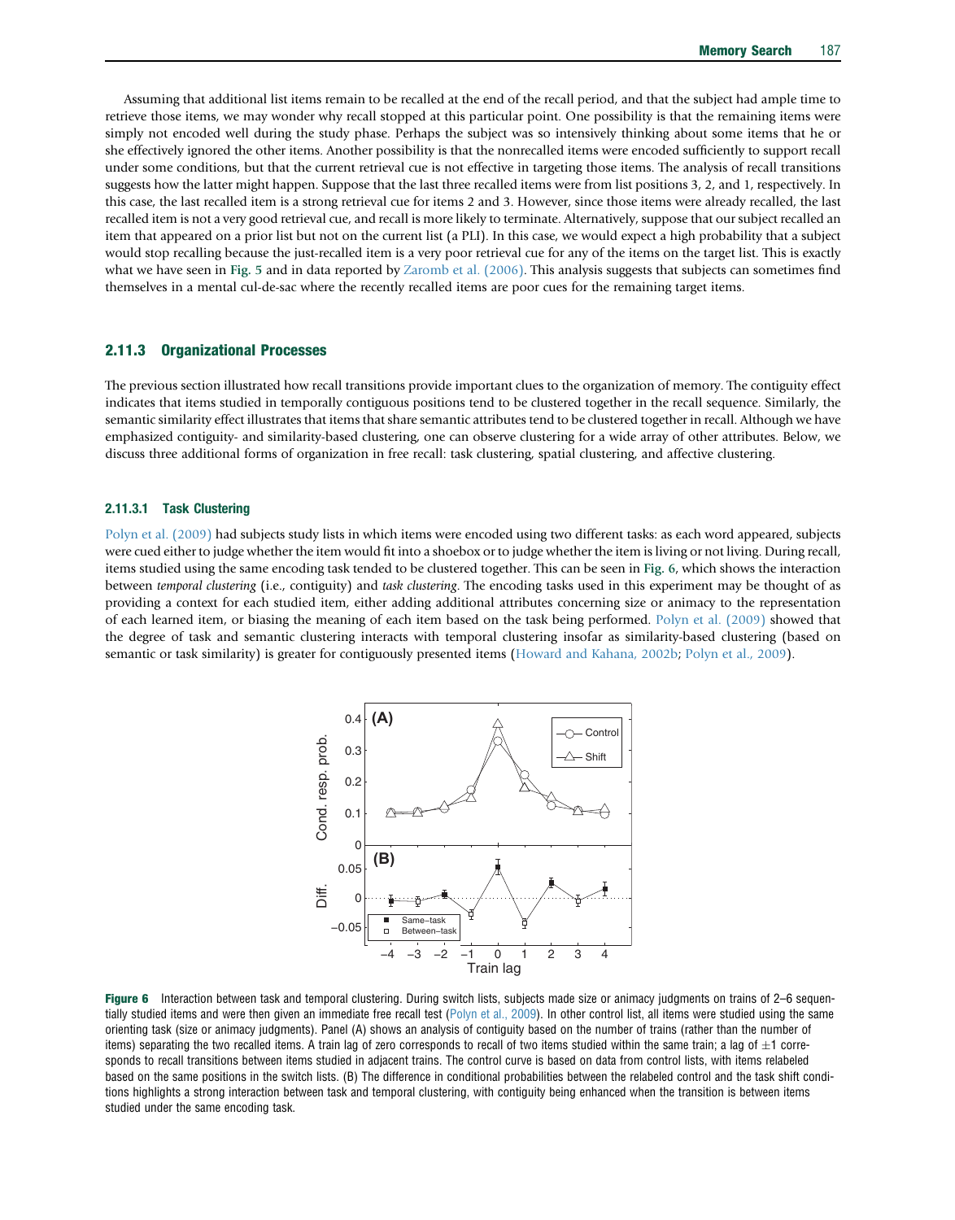Assuming that additional list items remain to be recalled at the end of the recall period, and that the subject had ample time to retrieve those items, we may wonder why recall stopped at this particular point. One possibility is that the remaining items were simply not encoded well during the study phase. Perhaps the subject was so intensively thinking about some items that he or she effectively ignored the other items. Another possibility is that the nonrecalled items were encoded sufficiently to support recall under some conditions, but that the current retrieval cue is not effective in targeting those items. The analysis of recall transitions suggests how the latter might happen. Suppose that the last three recalled items were from list positions 3, 2, and 1, respectively. In this case, the last recalled item is a strong retrieval cue for items 2 and 3. However, since those items were already recalled, the last recalled item is not a very good retrieval cue, and recall is more likely to terminate. Alternatively, suppose that our subject recalled an item that appeared on a prior list but not on the current list (a PLI). In this case, we would expect a high probability that a subject would stop recalling because the just-recalled item is a very poor retrieval cue for any of the items on the target list. This is exactly what we have seen in Fig. 5 and in data reported by Zaromb et al. (2006). This analysis suggests that subjects can sometimes find themselves in a mental cul-de-sac where the recently recalled items are poor cues for the remaining target items.

### 2.11.3 Organizational Processes

The previous section illustrated how recall transitions provide important clues to the organization of memory. The contiguity effect indicates that items studied in temporally contiguous positions tend to be clustered together in the recall sequence. Similarly, the semantic similarity effect illustrates that items that share semantic attributes tend to be clustered together in recall. Although we have emphasized contiguity- and similarity-based clustering, one can observe clustering for a wide array of other attributes. Below, we discuss three additional forms of organization in free recall: task clustering, spatial clustering, and affective clustering.

#### 2.11.3.1 Task Clustering

Polyn et al. (2009) had subjects study lists in which items were encoded using two different tasks: as each word appeared, subjects were cued either to judge whether the item would fit into a shoebox or to judge whether the item is living or not living. During recall, items studied using the same encoding task tended to be clustered together. This can be seen in Fig. 6, which shows the interaction between *temporal clustering* (i.e., contiguity) and *task clustering*. The encoding tasks used in this experiment may be thought of as providing a context for each studied item, either adding additional attributes concerning size or animacy to the representation of each learned item, or biasing the meaning of each item based on the task being performed. Polyn et al. (2009) showed that the degree of task and semantic clustering interacts with temporal clustering insofar as similarity-based clustering (based on semantic or task similarity) is greater for contiguously presented items (Howard and Kahana, 2002b; Polyn et al., 2009).

(A)
Control
Shift
Cond. resp. prob.
0.4
0.3
0.2
0.1
0
(B)
Diff.
0.05
0
−0.05
Same−task
Between−task
−4 −3 −2 −1 0 1 2 3 4
Train lag

**Figure 6** Interaction between task and temporal clustering. During switch lists, subjects made size or animacy judgments on trains of 2–6 sequentially studied items and were then given an immediate free recall test (Polyn et al., 2009). In other control list, all items were studied using the same orienting task (size or animacy judgments). Panel (A) shows an analysis of contiguity based on the number of trains (rather than the number of items) separating the two recalled items. A train lag of zero corresponds to recall of two items studied within the same train; a lag of $\pm 1$ corresponds to recall transitions between items studied in adjacent trains. The control curve is based on data from control lists, with items relabeled based on the same positions in the switch lists. (B) The difference in conditional probabilities between the relabeled control and the task shift conditions highlights a strong interaction between task and temporal clustering, with contiguity being enhanced when the transition is between items studied under the same encoding task.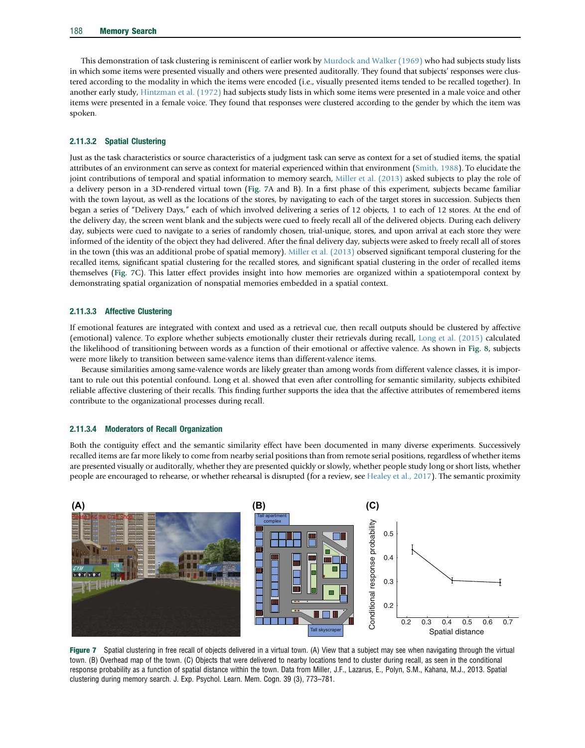This demonstration of task clustering is reminiscent of earlier work by Murdock and Walker (1969) who had subjects study lists in which some items were presented visually and others were presented auditorally. They found that subjects' responses were clustered according to the modality in which the items were encoded (i.e., visually presented items tended to be recalled together). In another early study, Hintzman et al. (1972) had subjects study lists in which some items were presented in a male voice and other items were presented in a female voice. They found that responses were clustered according to the gender by which the item was spoken.

#### 2.11.3.2 Spatial Clustering

Just as the task characteristics or source characteristics of a judgment task can serve as context for a set of studied items, the spatial attributes of an environment can serve as context for material experienced within that environment (Smith, 1988). To elucidate the joint contributions of temporal and spatial information to memory search, Miller et al. (2013) asked subjects to play the role of a delivery person in a 3D-rendered virtual town (Fig. 7A and B). In a first phase of this experiment, subjects became familiar with the town layout, as well as the locations of the stores, by navigating to each of the target stores in succession. Subjects then began a series of "Delivery Days," each of which involved delivering a series of 12 objects, 1 to each of 12 stores. At the end of the delivery day, the screen went blank and the subjects were cued to freely recall all of the delivered objects. During each delivery day, subjects were cued to navigate to a series of randomly chosen, trial-unique, stores, and upon arrival at each store they were informed of the identity of the object they had delivered. After the final delivery day, subjects were asked to freely recall all of stores in the town (this was an additional probe of spatial memory). Miller et al. (2013) observed significant temporal clustering for the recalled items, significant spatial clustering for the recalled stores, and significant spatial clustering in the order of recalled items themselves (Fig. 7C). This latter effect provides insight into how memories are organized within a spatiotemporal context by demonstrating spatial organization of nonspatial memories embedded in a spatial context.

#### 2.11.3.3 Affective Clustering

If emotional features are integrated with context and used as a retrieval cue, then recall outputs should be clustered by affective (emotional) valence. To explore whether subjects emotionally cluster their retrievals during recall, Long et al. (2015) calculated the likelihood of transitioning between words as a function of their emotional or affective valence. As shown in Fig. 8, subjects were more likely to transition between same-valence items than different-valence items.

Because similarities among same-valence words are likely greater than among words from different valence classes, it is important to rule out this potential confound. Long et al. showed that even after controlling for semantic similarity, subjects exhibited reliable affective clustering of their recalls. This finding further supports the idea that the affective attributes of remembered items contribute to the organizational processes during recall.

#### 2.11.3.4 Moderators of Recall Organization

Both the contiguity effect and the semantic similarity effect have been documented in many diverse experiments. Successively recalled items are far more likely to come from nearby serial positions than from remote serial positions, regardless of whether items are presented visually or auditorally, whether they are presented quickly or slowly, whether people study long or short lists, whether people are encouraged to rehearse, or whether rehearsal is disrupted (for a review, see Healey et al., 2017). The semantic proximity

(A)

Please find the Craft Shop

(B)

Tall apartment complex

Tall skyscraper

(C)

Conditional response probability

0.5
0.4
0.3
0.2

0.2 0.3 0.4 0.5 0.6 0.7

Spatial distance

**Figure 7** Spatial clustering in free recall of objects delivered in a virtual town. (A) View that a subject may see when navigating through the virtual town. (B) Overhead map of the town. (C) Objects that were delivered to nearby locations tend to cluster during recall, as seen in the conditional response probability as a function of spatial distance within the town. Data from Miller, J.F., Lazarus, E., Polyn, S.M., Kahana, M.J., 2013. Spatial clustering during memory search. J. Exp. Psychol. Learn. Mem. Cogn. 39 (3), 773–781.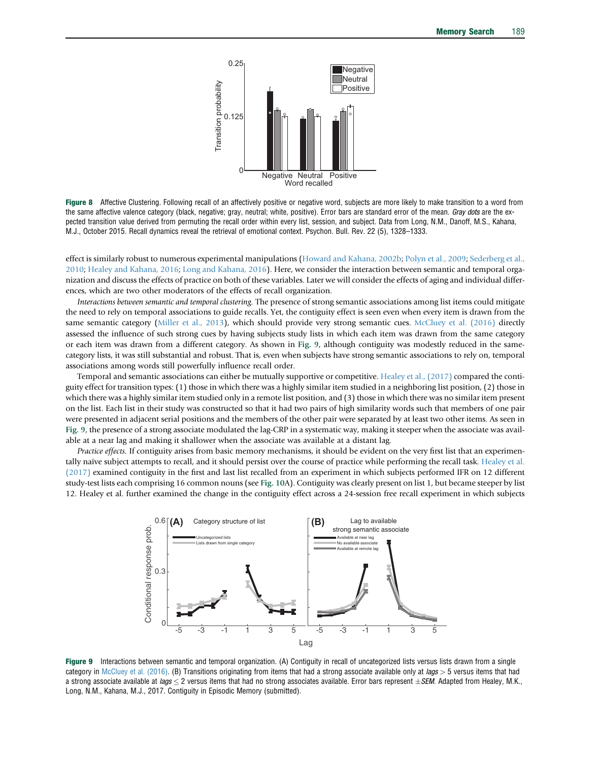0.25

Transition probability

0.125

0

Negative
Neutral
Positive

Negative Neutral Positive
Word recalled

**Figure 8** Affective Clustering. Following recall of an affectively positive or negative word, subjects are more likely to make transition to a word from the same affective valence category (black, negative; gray, neutral; white, positive). Error bars are standard error of the mean. *Gray dots* are the expected transition value derived from permuting the recall order within every list, session, and subject. Data from Long, N.M., Danoff, M.S., Kahana, M.J., October 2015. Recall dynamics reveal the retrieval of emotional context. Psychon. Bull. Rev. 22 (5), 1328–1333.

effect is similarly robust to numerous experimental manipulations (Howard and Kahana, 2002b; Polyn et al., 2009; Sederberg et al., 2010; Healey and Kahana, 2016; Long and Kahana, 2016). Here, we consider the interaction between semantic and temporal organization and discuss the effects of practice on both of these variables. Later we will consider the effects of aging and individual differences, which are two other moderators of the effects of recall organization.

*Interactions between semantic and temporal clustering.* The presence of strong semantic associations among list items could mitigate the need to rely on temporal associations to guide recalls. Yet, the contiguity effect is seen even when every item is drawn from the same semantic category (Miller et al., 2013), which should provide very strong semantic cues. McCluey et al. (2016) directly assessed the influence of such strong cues by having subjects study lists in which each item was drawn from the same category or each item was drawn from a different category. As shown in **Fig. 9**, although contiguity was modestly reduced in the same-category lists, it was still substantial and robust. That is, even when subjects have strong semantic associations to rely on, temporal associations among words still powerfully influence recall order.

Temporal and semantic associations can either be mutually supportive or competitive. Healey et al., (2017) compared the contiguity effect for transition types: (1) those in which there was a highly similar item studied in a neighboring list position, (2) those in which there was a highly similar item studied only in a remote list position, and (3) those in which there was no similar item present on the list. Each list in their study was constructed so that it had two pairs of high similarity words such that members of one pair were presented in adjacent serial positions and the members of the other pair were separated by at least two other items. As seen in **Fig. 9**, the presence of a strong associate modulated the lag-CRP in a systematic way, making it steeper when the associate was available at a near lag and making it shallower when the associate was available at a distant lag.

*Practice effects.* If contiguity arises from basic memory mechanisms, it should be evident on the very first list that an experimentally naïve subject attempts to recall, and it should persist over the course of practice while performing the recall task. Healey et al. (2017) examined contiguity in the first and last list recalled from an experiment in which subjects performed IFR on 12 different study-test lists each comprising 16 common nouns (see **Fig. 10**A). Contiguity was clearly present on list 1, but became steeper by list 12. Healey et al. further examined the change in the contiguity effect across a 24-session free recall experiment in which subjects

(A) Category structure of list
Uncategorized lists
Lists drawn from single category

(B) Lag to available strong semantic associate
Available at near lag
No available associate
Available at remote lag

Conditional response prob.
0.6
0.3
0

-5 -3 -1 1 3 5
Lag

**Figure 9** Interactions between semantic and temporal organization. (A) Contiguity in recall of uncategorized lists versus lists drawn from a single category in McCluey et al. (2016). (B) Transitions originating from items that had a strong associate available only at *lags* > 5 versus items that had a strong associate available at *lags* ≤ 2 versus items that had no strong associates available. Error bars represent ±*SEM*. Adapted from Healey, M.K., Long, N.M., Kahana, M.J., 2017. Contiguity in Episodic Memory (submitted).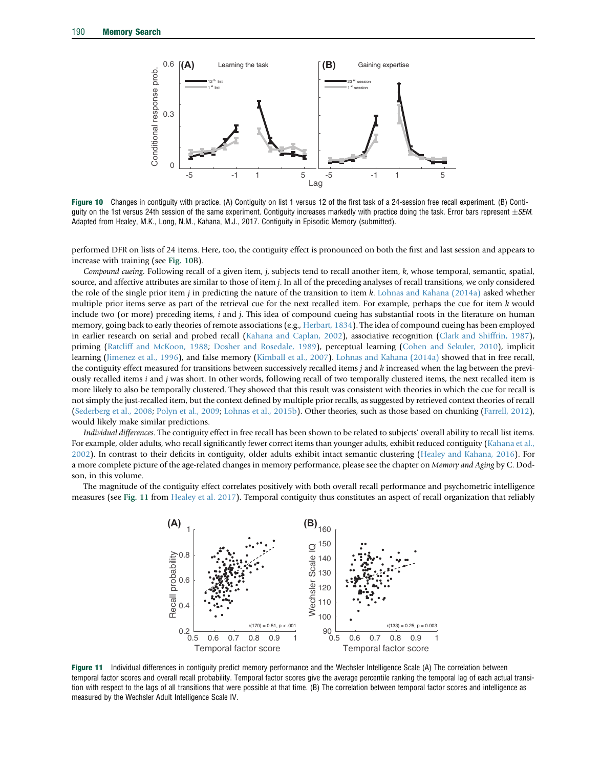(A) Learning the task

12th list

1st list

(B) Gaining expertise

23rd session

1st session

Conditional response prob.

0.6

0.3

0

-5 -1 1 5 -5 -1 1 5

Lag

**Figure 10** Changes in contiguity with practice. (A) Contiguity on list 1 versus 12 of the first task of a 24-session free recall experiment. (B) Contiguity on the 1st versus 24th session of the same experiment. Contiguity increases markedly with practice doing the task. Error bars represent ±*SEM*. Adapted from Healey, M.K., Long, N.M., Kahana, M.J., 2017. Contiguity in Episodic Memory (submitted).

performed DFR on lists of 24 items. Here, too, the contiguity effect is pronounced on both the first and last session and appears to increase with training (see Fig. 10B).

*Compound cueing.* Following recall of a given item, *j*, subjects tend to recall another item, *k*, whose temporal, semantic, spatial, source, and affective attributes are similar to those of item *j*. In all of the preceding analyses of recall transitions, we only considered the role of the single prior item *j* in predicting the nature of the transition to item *k*. Lohnas and Kahana (2014a) asked whether multiple prior items serve as part of the retrieval cue for the next recalled item. For example, perhaps the cue for item *k* would include two (or more) preceding items, *i* and *j*. This idea of compound cueing has substantial roots in the literature on human memory, going back to early theories of remote associations (e.g., Herbart, 1834). The idea of compound cueing has been employed in earlier research on serial and probed recall (Kahana and Caplan, 2002), associative recognition (Clark and Shiffrin, 1987), priming (Ratcliff and McKoon, 1988; Dosher and Rosedale, 1989), perceptual learning (Cohen and Sekuler, 2010), implicit learning (Jimenez et al., 1996), and false memory (Kimball et al., 2007). Lohnas and Kahana (2014a) showed that in free recall, the contiguity effect measured for transitions between successively recalled items *j* and *k* increased when the lag between the previously recalled items *i* and *j* was short. In other words, following recall of two temporally clustered items, the next recalled item is more likely to also be temporally clustered. They showed that this result was consistent with theories in which the cue for recall is not simply the just-recalled item, but the context defined by multiple prior recalls, as suggested by retrieved context theories of recall (Sederberg et al., 2008; Polyn et al., 2009; Lohnas et al., 2015b). Other theories, such as those based on chunking (Farrell, 2012), would likely make similar predictions.

*Individual differences.* The contiguity effect in free recall has been shown to be related to subjects' overall ability to recall list items. For example, older adults, who recall significantly fewer correct items than younger adults, exhibit reduced contiguity (Kahana et al., 2002). In contrast to their deficits in contiguity, older adults exhibit intact semantic clustering (Healey and Kahana, 2016). For a more complete picture of the age-related changes in memory performance, please see the chapter on *Memory and Aging* by C. Dodson, in this volume.

The magnitude of the contiguity effect correlates positively with both overall recall performance and psychometric intelligence measures (see Fig. 11 from Healey et al. 2017). Temporal contiguity thus constitutes an aspect of recall organization that reliably

(A)

Recall probability

1

0.8

0.6

0.4

0.2

0.5 0.6 0.7 0.8 0.9 1

Temporal factor score

r(170) = 0.51, p < .001

(B)

Wechsler Scale IQ

160

150

140

130

120

110

100

90

0.5 0.6 0.7 0.8 0.9 1

Temporal factor score

r(133) = 0.25, p = 0.003

**Figure 11** Individual differences in contiguity predict memory performance and the Wechsler Intelligence Scale (A) The correlation between temporal factor scores and overall recall probability. Temporal factor scores give the average percentile ranking the temporal lag of each actual transition with respect to the lags of all transitions that were possible at that time. (B) The correlation between temporal factor scores and intelligence as measured by the Wechsler Adult Intelligence Scale IV.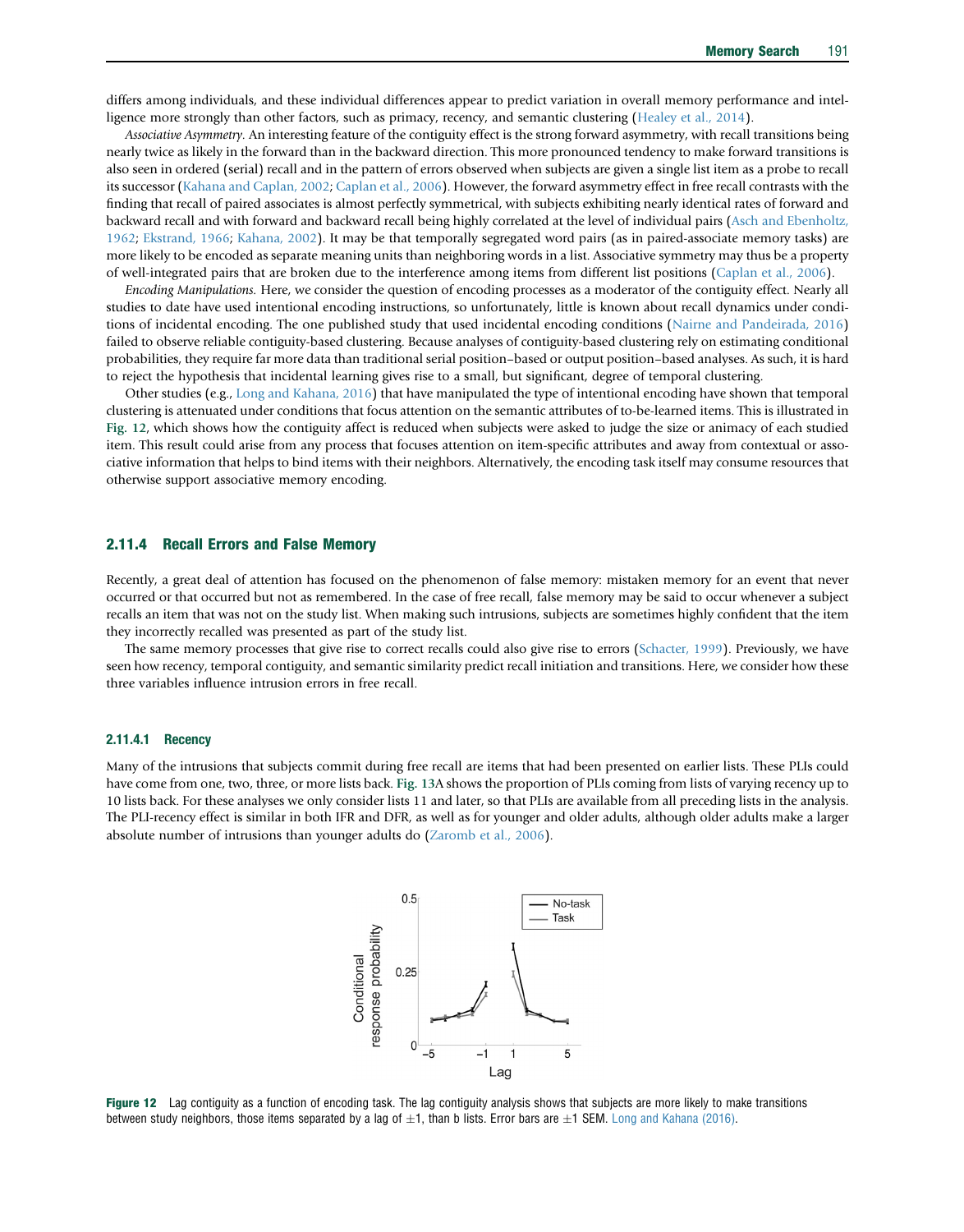differs among individuals, and these individual differences appear to predict variation in overall memory performance and intelligence more strongly than other factors, such as primacy, recency, and semantic clustering (Healey et al., 2014).

*Associative Asymmetry.* An interesting feature of the contiguity effect is the strong forward asymmetry, with recall transitions being nearly twice as likely in the forward than in the backward direction. This more pronounced tendency to make forward transitions is also seen in ordered (serial) recall and in the pattern of errors observed when subjects are given a single list item as a probe to recall its successor (Kahana and Caplan, 2002; Caplan et al., 2006). However, the forward asymmetry effect in free recall contrasts with the finding that recall of paired associates is almost perfectly symmetrical, with subjects exhibiting nearly identical rates of forward and backward recall and with forward and backward recall being highly correlated at the level of individual pairs (Asch and Ebenholtz, 1962; Ekstrand, 1966; Kahana, 2002). It may be that temporally segregated word pairs (as in paired-associate memory tasks) are more likely to be encoded as separate meaning units than neighboring words in a list. Associative symmetry may thus be a property of well-integrated pairs that are broken due to the interference among items from different list positions (Caplan et al., 2006).

*Encoding Manipulations.* Here, we consider the question of encoding processes as a moderator of the contiguity effect. Nearly all studies to date have used intentional encoding instructions, so unfortunately, little is known about recall dynamics under conditions of incidental encoding. The one published study that used incidental encoding conditions (Nairne and Pandeirada, 2016) failed to observe reliable contiguity-based clustering. Because analyses of contiguity-based clustering rely on estimating conditional probabilities, they require far more data than traditional serial position–based or output position–based analyses. As such, it is hard to reject the hypothesis that incidental learning gives rise to a small, but significant, degree of temporal clustering.

Other studies (e.g., Long and Kahana, 2016) that have manipulated the type of intentional encoding have shown that temporal clustering is attenuated under conditions that focus attention on the semantic attributes of to-be-learned items. This is illustrated in Fig. 12, which shows how the contiguity affect is reduced when subjects were asked to judge the size or animacy of each studied item. This result could arise from any process that focuses attention on item-specific attributes and away from contextual or associative information that helps to bind items with their neighbors. Alternatively, the encoding task itself may consume resources that otherwise support associative memory encoding.

### 2.11.4 Recall Errors and False Memory

Recently, a great deal of attention has focused on the phenomenon of false memory: mistaken memory for an event that never occurred or that occurred but not as remembered. In the case of free recall, false memory may be said to occur whenever a subject recalls an item that was not on the study list. When making such intrusions, subjects are sometimes highly confident that the item they incorrectly recalled was presented as part of the study list.

The same memory processes that give rise to correct recalls could also give rise to errors (Schacter, 1999). Previously, we have seen how recency, temporal contiguity, and semantic similarity predict recall initiation and transitions. Here, we consider how these three variables influence intrusion errors in free recall.

#### 2.11.4.1 Recency

Many of the intrusions that subjects commit during free recall are items that had been presented on earlier lists. These PLIs could have come from one, two, three, or more lists back. Fig. 13A shows the proportion of PLIs coming from lists of varying recency up to 10 lists back. For these analyses we only consider lists 11 and later, so that PLIs are available from all preceding lists in the analysis. The PLI-recency effect is similar in both IFR and DFR, as well as for younger and older adults, although older adults make a larger absolute number of intrusions than younger adults do (Zaromb et al., 2006).

No-task
Task
0.5
0.25
0
Conditional response probability
−5
−1
1
5
Lag

**Figure 12** Lag contiguity as a function of encoding task. The lag contiguity analysis shows that subjects are more likely to make transitions between study neighbors, those items separated by a lag of ±1, than b lists. Error bars are ±1 SEM. Long and Kahana (2016).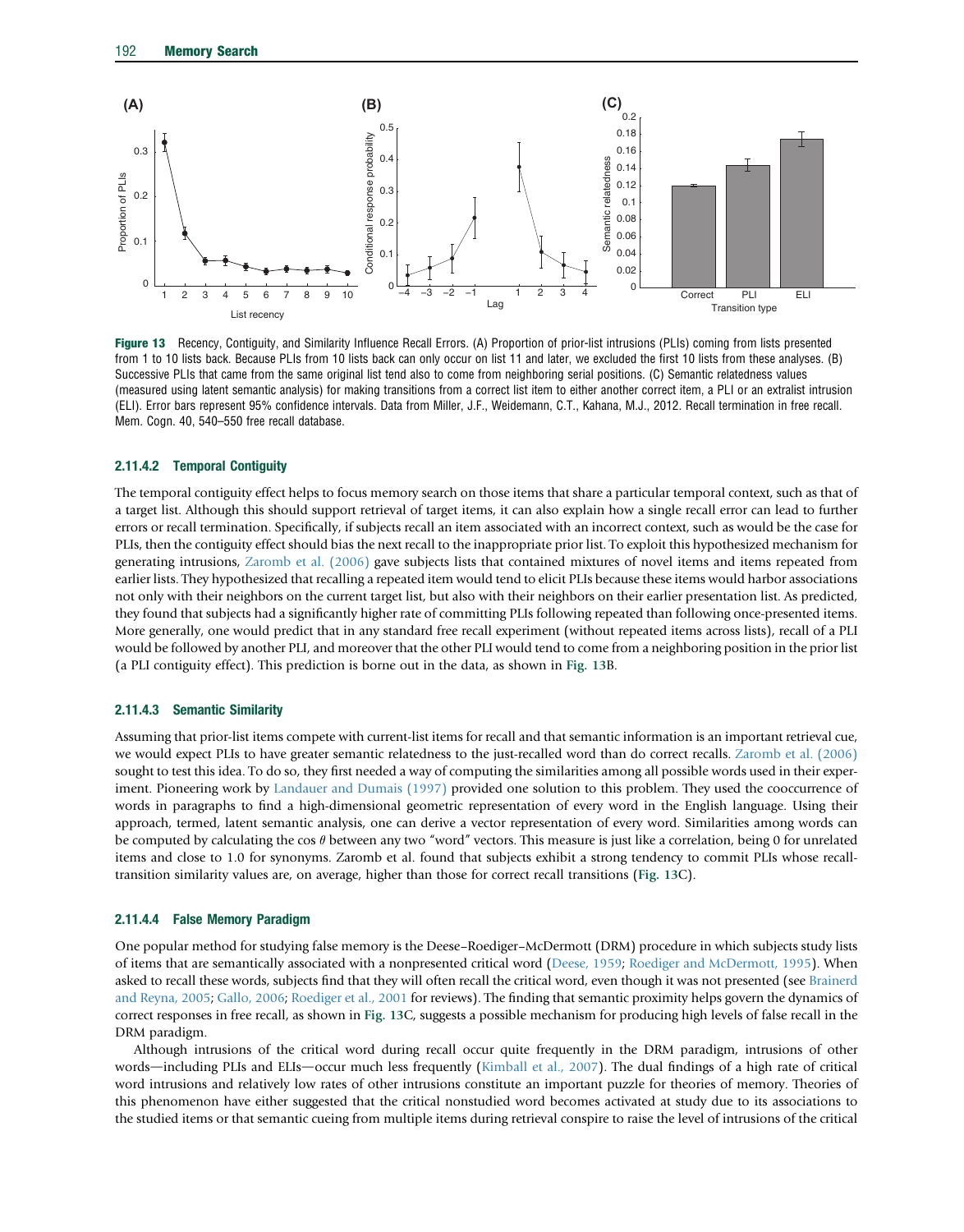(A)

0.3
0.2
0.1
0

Proportion of PLIs

1 2 3 4 5 6 7 8 9 10

List recency

(B)

0.5
0.4
0.3
0.2
0.1
0

Conditional response probability

−4 −3 −2 −1 1 2 3 4

Lag

(C)

0.2
0.18
0.16
0.14
0.12
0.1
0.08
0.06
0.04
0.02
0

Semantic relatedness

Correct PLI ELI

Transition type

**Figure 13** Recency, Contiguity, and Similarity Influence Recall Errors. (A) Proportion of prior-list intrusions (PLIs) coming from lists presented from 1 to 10 lists back. Because PLIs from 10 lists back can only occur on list 11 and later, we excluded the first 10 lists from these analyses. (B) Successive PLIs that came from the same original list tend also to come from neighboring serial positions. (C) Semantic relatedness values (measured using latent semantic analysis) for making transitions from a correct list item to either another correct item, a PLI or an extralist intrusion (ELI). Error bars represent 95% confidence intervals. Data from Miller, J.F., Weidemann, C.T., Kahana, M.J., 2012. Recall termination in free recall. Mem. Cogn. 40, 540–550 free recall database.

#### 2.11.4.2 Temporal Contiguity

The temporal contiguity effect helps to focus memory search on those items that share a particular temporal context, such as that of a target list. Although this should support retrieval of target items, it can also explain how a single recall error can lead to further errors or recall termination. Specifically, if subjects recall an item associated with an incorrect context, such as would be the case for PLIs, then the contiguity effect should bias the next recall to the inappropriate prior list. To exploit this hypothesized mechanism for generating intrusions, Zaromb et al. (2006) gave subjects lists that contained mixtures of novel items and items repeated from earlier lists. They hypothesized that recalling a repeated item would tend to elicit PLIs because these items would harbor associations not only with their neighbors on the current target list, but also with their neighbors on their earlier presentation list. As predicted, they found that subjects had a significantly higher rate of committing PLIs following repeated than following once-presented items. More generally, one would predict that in any standard free recall experiment (without repeated items across lists), recall of a PLI would be followed by another PLI, and moreover that the other PLI would tend to come from a neighboring position in the prior list (a PLI contiguity effect). This prediction is borne out in the data, as shown in Fig. 13B.

#### 2.11.4.3 Semantic Similarity

Assuming that prior-list items compete with current-list items for recall and that semantic information is an important retrieval cue, we would expect PLIs to have greater semantic relatedness to the just-recalled word than do correct recalls. Zaromb et al. (2006) sought to test this idea. To do so, they first needed a way of computing the similarities among all possible words used in their experiment. Pioneering work by Landauer and Dumais (1997) provided one solution to this problem. They used the cooccurrence of words in paragraphs to find a high-dimensional geometric representation of every word in the English language. Using their approach, termed, latent semantic analysis, one can derive a vector representation of every word. Similarities among words can be computed by calculating the cos $\theta$ between any two "word" vectors. This measure is just like a correlation, being 0 for unrelated items and close to 1.0 for synonyms. Zaromb et al. found that subjects exhibit a strong tendency to commit PLIs whose recall-transition similarity values are, on average, higher than those for correct recall transitions (Fig. 13C).

#### 2.11.4.4 False Memory Paradigm

One popular method for studying false memory is the Deese–Roediger–McDermott (DRM) procedure in which subjects study lists of items that are semantically associated with a nonpresented critical word (Deese, 1959; Roediger and McDermott, 1995). When asked to recall these words, subjects find that they will often recall the critical word, even though it was not presented (see Brainerd and Reyna, 2005; Gallo, 2006; Roediger et al., 2001 for reviews). The finding that semantic proximity helps govern the dynamics of correct responses in free recall, as shown in Fig. 13C, suggests a possible mechanism for producing high levels of false recall in the DRM paradigm.

Although intrusions of the critical word during recall occur quite frequently in the DRM paradigm, intrusions of other words—including PLIs and ELIs—occur much less frequently (Kimball et al., 2007). The dual findings of a high rate of critical word intrusions and relatively low rates of other intrusions constitute an important puzzle for theories of memory. Theories of this phenomenon have either suggested that the critical nonstudied word becomes activated at study due to its associations to the studied items or that semantic cueing from multiple items during retrieval conspire to raise the level of intrusions of the critical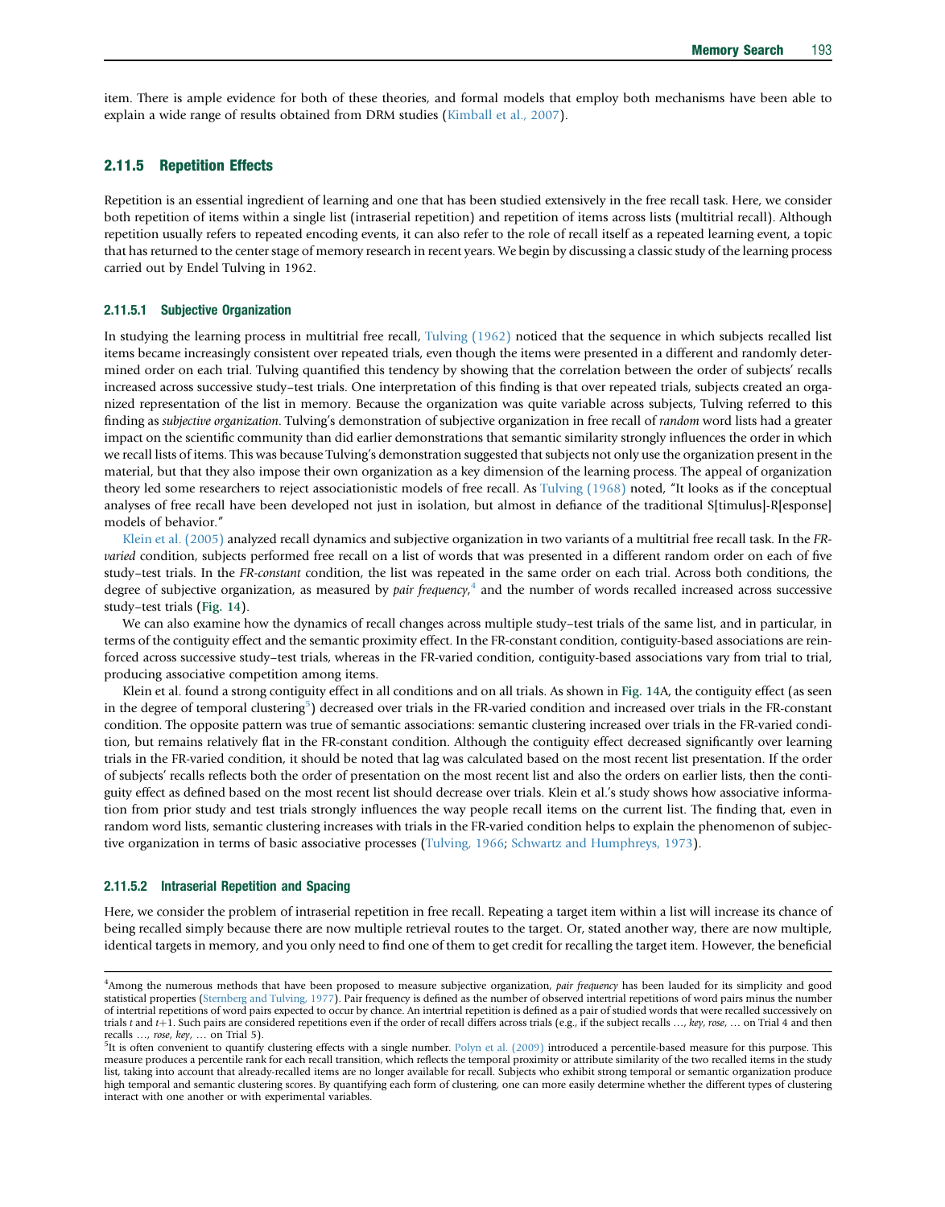item. There is ample evidence for both of these theories, and formal models that employ both mechanisms have been able to explain a wide range of results obtained from DRM studies (Kimball et al., 2007).

### 2.11.5 Repetition Effects

Repetition is an essential ingredient of learning and one that has been studied extensively in the free recall task. Here, we consider both repetition of items within a single list (intraserial repetition) and repetition of items across lists (multitrial recall). Although repetition usually refers to repeated encoding events, it can also refer to the role of recall itself as a repeated learning event, a topic that has returned to the center stage of memory research in recent years. We begin by discussing a classic study of the learning process carried out by Endel Tulving in 1962.

#### 2.11.5.1 Subjective Organization

In studying the learning process in multitrial free recall, Tulving (1962) noticed that the sequence in which subjects recalled list items became increasingly consistent over repeated trials, even though the items were presented in a different and randomly determined order on each trial. Tulving quantified this tendency by showing that the correlation between the order of subjects' recalls increased across successive study–test trials. One interpretation of this finding is that over repeated trials, subjects created an organized representation of the list in memory. Because the organization was quite variable across subjects, Tulving referred to this finding as *subjective organization*. Tulving's demonstration of subjective organization in free recall of *random* word lists had a greater impact on the scientific community than did earlier demonstrations that semantic similarity strongly influences the order in which we recall lists of items. This was because Tulving's demonstration suggested that subjects not only use the organization present in the material, but that they also impose their own organization as a key dimension of the learning process. The appeal of organization theory led some researchers to reject associationistic models of free recall. As Tulving (1968) noted, "It looks as if the conceptual analyses of free recall have been developed not just in isolation, but almost in defiance of the traditional S[timulus]-R[esponse] models of behavior."

Klein et al. (2005) analyzed recall dynamics and subjective organization in two variants of a multitrial free recall task. In the *FR-varied* condition, subjects performed free recall on a list of words that was presented in a different random order on each of five study–test trials. In the *FR-constant* condition, the list was repeated in the same order on each trial. Across both conditions, the degree of subjective organization, as measured by *pair frequency*,[4] and the number of words recalled increased across successive study–test trials (Fig. 14).

We can also examine how the dynamics of recall changes across multiple study–test trials of the same list, and in particular, in terms of the contiguity effect and the semantic proximity effect. In the FR-constant condition, contiguity-based associations are reinforced across successive study–test trials, whereas in the FR-varied condition, contiguity-based associations vary from trial to trial, producing associative competition among items.

Klein et al. found a strong contiguity effect in all conditions and on all trials. As shown in Fig. 14A, the contiguity effect (as seen in the degree of temporal clustering[5]) decreased over trials in the FR-varied condition and increased over trials in the FR-constant condition. The opposite pattern was true of semantic associations: semantic clustering increased over trials in the FR-varied condition, but remains relatively flat in the FR-constant condition. Although the contiguity effect decreased significantly over learning trials in the FR-varied condition, it should be noted that lag was calculated based on the most recent list presentation. If the order of subjects' recalls reflects both the order of presentation on the most recent list and also the orders on earlier lists, then the contiguity effect as defined based on the most recent list should decrease over trials. Klein et al.'s study shows how associative information from prior study and test trials strongly influences the way people recall items on the current list. The finding that, even in random word lists, semantic clustering increases with trials in the FR-varied condition helps to explain the phenomenon of subjective organization in terms of basic associative processes (Tulving, 1966; Schwartz and Humphreys, 1973).

#### 2.11.5.2 Intraserial Repetition and Spacing

Here, we consider the problem of intraserial repetition in free recall. Repeating a target item within a list will increase its chance of being recalled simply because there are now multiple retrieval routes to the target. Or, stated another way, there are now multiple, identical targets in memory, and you only need to find one of them to get credit for recalling the target item. However, the beneficial

[4]Among the numerous methods that have been proposed to measure subjective organization, *pair frequency* has been lauded for its simplicity and good statistical properties (Sternberg and Tulving, 1977). Pair frequency is defined as the number of observed intertrial repetitions of word pairs minus the number of intertrial repetitions of word pairs expected to occur by chance. An intertrial repetition is defined as a pair of studied words that were recalled successively on trials $t$ and $t+1$. Such pairs are considered repetitions even if the order of recall differs across trials (e.g., if the subject recalls …, *key*, *rose*, … on Trial 4 and then recalls …, *rose*, *key*, … on Trial 5).

[5]It is often convenient to quantify clustering effects with a single number. Polyn et al. (2009) introduced a percentile-based measure for this purpose. This measure produces a percentile rank for each recall transition, which reflects the temporal proximity or attribute similarity of the two recalled items in the study list, taking into account that already-recalled items are no longer available for recall. Subjects who exhibit strong temporal or semantic organization produce high temporal and semantic clustering scores. By quantifying each form of clustering, one can more easily determine whether the different types of clustering interact with one another or with experimental variables.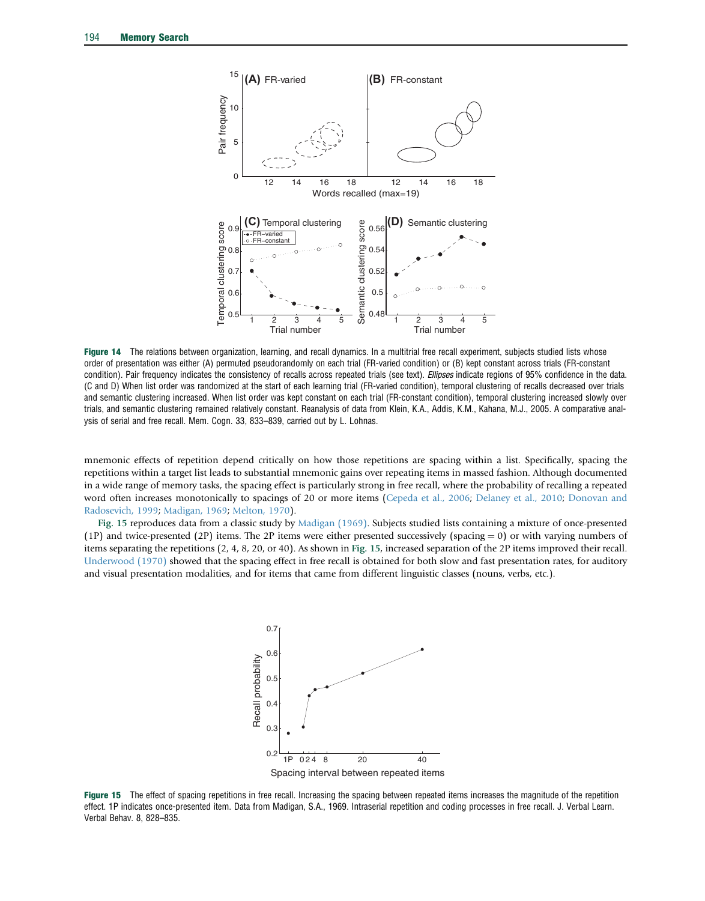(A) FR-varied

(B) FR-constant

Pair frequency

15
10
5
0

12 14 16 18 12 14 16 18

Words recalled (max=19)

(C) Temporal clustering

FR-varied
FR-constant

Temporal clustering score

0.9
0.8
0.7
0.6
0.5

1 2 3 4 5

Trial number

(D) Semantic clustering

Semantic clustering score

0.56
0.54
0.52
0.5
0.48

1 2 3 4 5

Trial number

**Figure 14** The relations between organization, learning, and recall dynamics. In a multitrial free recall experiment, subjects studied lists whose order of presentation was either (A) permuted pseudorandomly on each trial (FR-varied condition) or (B) kept constant across trials (FR-constant condition). Pair frequency indicates the consistency of recalls across repeated trials (see text). *Ellipses* indicate regions of 95% confidence in the data. (C and D) When list order was randomized at the start of each learning trial (FR-varied condition), temporal clustering of recalls decreased over trials and semantic clustering increased. When list order was kept constant on each trial (FR-constant condition), temporal clustering increased slowly over trials, and semantic clustering remained relatively constant. Reanalysis of data from Klein, K.A., Addis, K.M., Kahana, M.J., 2005. A comparative analysis of serial and free recall. Mem. Cogn. 33, 833–839, carried out by L. Lohnas.

mnemonic effects of repetition depend critically on how those repetitions are spacing within a list. Specifically, spacing the repetitions within a target list leads to substantial mnemonic gains over repeating items in massed fashion. Although documented in a wide range of memory tasks, the spacing effect is particularly strong in free recall, where the probability of recalling a repeated word often increases monotonically to spacings of 20 or more items (Cepeda et al., 2006; Delaney et al., 2010; Donovan and Radosevich, 1999; Madigan, 1969; Melton, 1970).

Fig. 15 reproduces data from a classic study by Madigan (1969). Subjects studied lists containing a mixture of once-presented (1P) and twice-presented (2P) items. The 2P items were either presented successively (spacing = 0) or with varying numbers of items separating the repetitions (2, 4, 8, 20, or 40). As shown in Fig. 15, increased separation of the 2P items improved their recall. Underwood (1970) showed that the spacing effect in free recall is obtained for both slow and fast presentation rates, for auditory and visual presentation modalities, and for items that came from different linguistic classes (nouns, verbs, etc.).

Recall probability

0.7
0.6
0.5
0.4
0.3
0.2

1P 0 2 4 8 20 40

Spacing interval between repeated items

**Figure 15** The effect of spacing repetitions in free recall. Increasing the spacing between repeated items increases the magnitude of the repetition effect. 1P indicates once-presented item. Data from Madigan, S.A., 1969. Intraserial repetition and coding processes in free recall. J. Verbal Learn. Verbal Behav. 8, 828–835.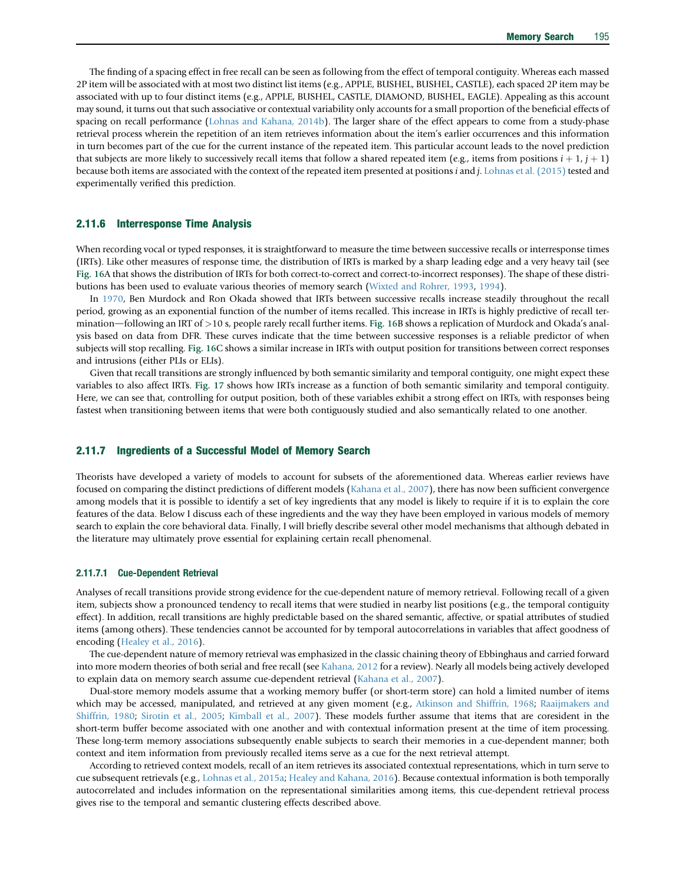The finding of a spacing effect in free recall can be seen as following from the effect of temporal contiguity. Whereas each massed 2P item will be associated with at most two distinct list items (e.g., APPLE, BUSHEL, BUSHEL, CASTLE), each spaced 2P item may be associated with up to four distinct items (e.g., APPLE, BUSHEL, CASTLE, DIAMOND, BUSHEL, EAGLE). Appealing as this account may sound, it turns out that such associative or contextual variability only accounts for a small proportion of the beneficial effects of spacing on recall performance (Lohnas and Kahana, 2014b). The larger share of the effect appears to come from a study-phase retrieval process wherein the repetition of an item retrieves information about the item's earlier occurrences and this information in turn becomes part of the cue for the current instance of the repeated item. This particular account leads to the novel prediction that subjects are more likely to successively recall items that follow a shared repeated item (e.g., items from positions $i+1$, $j+1$) because both items are associated with the context of the repeated item presented at positions $i$ and $j$. Lohnas et al. (2015) tested and experimentally verified this prediction.

### 2.11.6 Interresponse Time Analysis

When recording vocal or typed responses, it is straightforward to measure the time between successive recalls or interresponse times (IRTs). Like other measures of response time, the distribution of IRTs is marked by a sharp leading edge and a very heavy tail (see Fig. 16A that shows the distribution of IRTs for both correct-to-correct and correct-to-incorrect responses). The shape of these distributions has been used to evaluate various theories of memory search (Wixted and Rohrer, 1993, 1994).

In 1970, Ben Murdock and Ron Okada showed that IRTs between successive recalls increase steadily throughout the recall period, growing as an exponential function of the number of items recalled. This increase in IRTs is highly predictive of recall termination—following an IRT of $>10$ s, people rarely recall further items. Fig. 16B shows a replication of Murdock and Okada's analysis based on data from DFR. These curves indicate that the time between successive responses is a reliable predictor of when subjects will stop recalling. Fig. 16C shows a similar increase in IRTs with output position for transitions between correct responses and intrusions (either PLIs or ELIs).

Given that recall transitions are strongly influenced by both semantic similarity and temporal contiguity, one might expect these variables to also affect IRTs. Fig. 17 shows how IRTs increase as a function of both semantic similarity and temporal contiguity. Here, we can see that, controlling for output position, both of these variables exhibit a strong effect on IRTs, with responses being fastest when transitioning between items that were both contiguously studied and also semantically related to one another.

### 2.11.7 Ingredients of a Successful Model of Memory Search

Theorists have developed a variety of models to account for subsets of the aforementioned data. Whereas earlier reviews have focused on comparing the distinct predictions of different models (Kahana et al., 2007), there has now been sufficient convergence among models that it is possible to identify a set of key ingredients that any model is likely to require if it is to explain the core features of the data. Below I discuss each of these ingredients and the way they have been employed in various models of memory search to explain the core behavioral data. Finally, I will briefly describe several other model mechanisms that although debated in the literature may ultimately prove essential for explaining certain recall phenomenal.

#### 2.11.7.1 Cue-Dependent Retrieval

Analyses of recall transitions provide strong evidence for the cue-dependent nature of memory retrieval. Following recall of a given item, subjects show a pronounced tendency to recall items that were studied in nearby list positions (e.g., the temporal contiguity effect). In addition, recall transitions are highly predictable based on the shared semantic, affective, or spatial attributes of studied items (among others). These tendencies cannot be accounted for by temporal autocorrelations in variables that affect goodness of encoding (Healey et al., 2016).

The cue-dependent nature of memory retrieval was emphasized in the classic chaining theory of Ebbinghaus and carried forward into more modern theories of both serial and free recall (see Kahana, 2012 for a review). Nearly all models being actively developed to explain data on memory search assume cue-dependent retrieval (Kahana et al., 2007).

Dual-store memory models assume that a working memory buffer (or short-term store) can hold a limited number of items which may be accessed, manipulated, and retrieved at any given moment (e.g., Atkinson and Shiffrin, 1968; Raaijmakers and Shiffrin, 1980; Sirotin et al., 2005; Kimball et al., 2007). These models further assume that items that are coresident in the short-term buffer become associated with one another and with contextual information present at the time of item processing. These long-term memory associations subsequently enable subjects to search their memories in a cue-dependent manner; both context and item information from previously recalled items serve as a cue for the next retrieval attempt.

According to retrieved context models, recall of an item retrieves its associated contextual representations, which in turn serve to cue subsequent retrievals (e.g., Lohnas et al., 2015a; Healey and Kahana, 2016). Because contextual information is both temporally autocorrelated and includes information on the representational similarities among items, this cue-dependent retrieval process gives rise to the temporal and semantic clustering effects described above.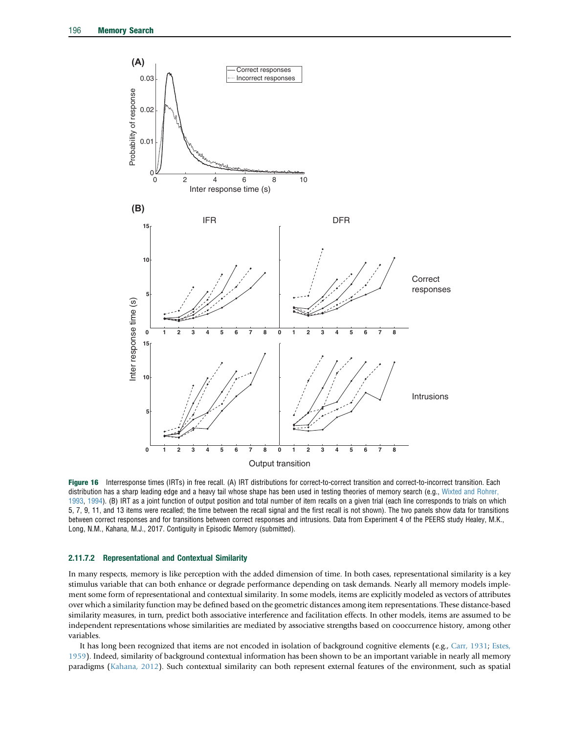(A)

Correct responses

Incorrect responses

Probability of response

0.03

0.02

0.01

0

0

2

4

6

8

10

Inter response time (s)

(B)

IFR

DFR

Correct responses

Intrusions

Inter response time (s)

15

10

5

0

1 2 3 4 5 6 7 8

0

1 2 3 4 5 6 7 8

Output transition

**Figure 16** Interresponse times (IRTs) in free recall. (A) IRT distributions for correct-to-correct transition and correct-to-incorrect transition. Each distribution has a sharp leading edge and a heavy tail whose shape has been used in testing theories of memory search (e.g., Wixted and Rohrer, 1993, 1994). (B) IRT as a joint function of output position and total number of item recalls on a given trial (each line corresponds to trials on which 5, 7, 9, 11, and 13 items were recalled; the time between the recall signal and the first recall is not shown). The two panels show data for transitions between correct responses and for transitions between correct responses and intrusions. Data from Experiment 4 of the PEERS study Healey, M.K., Long, N.M., Kahana, M.J., 2017. Contiguity in Episodic Memory (submitted).

### 2.11.7.2 Representational and Contextual Similarity

In many respects, memory is like perception with the added dimension of time. In both cases, representational similarity is a key stimulus variable that can both enhance or degrade performance depending on task demands. Nearly all memory models implement some form of representational and contextual similarity. In some models, items are explicitly modeled as vectors of attributes over which a similarity function may be defined based on the geometric distances among item representations. These distance-based similarity measures, in turn, predict both associative interference and facilitation effects. In other models, items are assumed to be independent representations whose similarities are mediated by associative strengths based on cooccurrence history, among other variables.

It has long been recognized that items are not encoded in isolation of background cognitive elements (e.g., Carr, 1931; Estes, 1959). Indeed, similarity of background contextual information has been shown to be an important variable in nearly all memory paradigms (Kahana, 2012). Such contextual similarity can both represent external features of the environment, such as spatial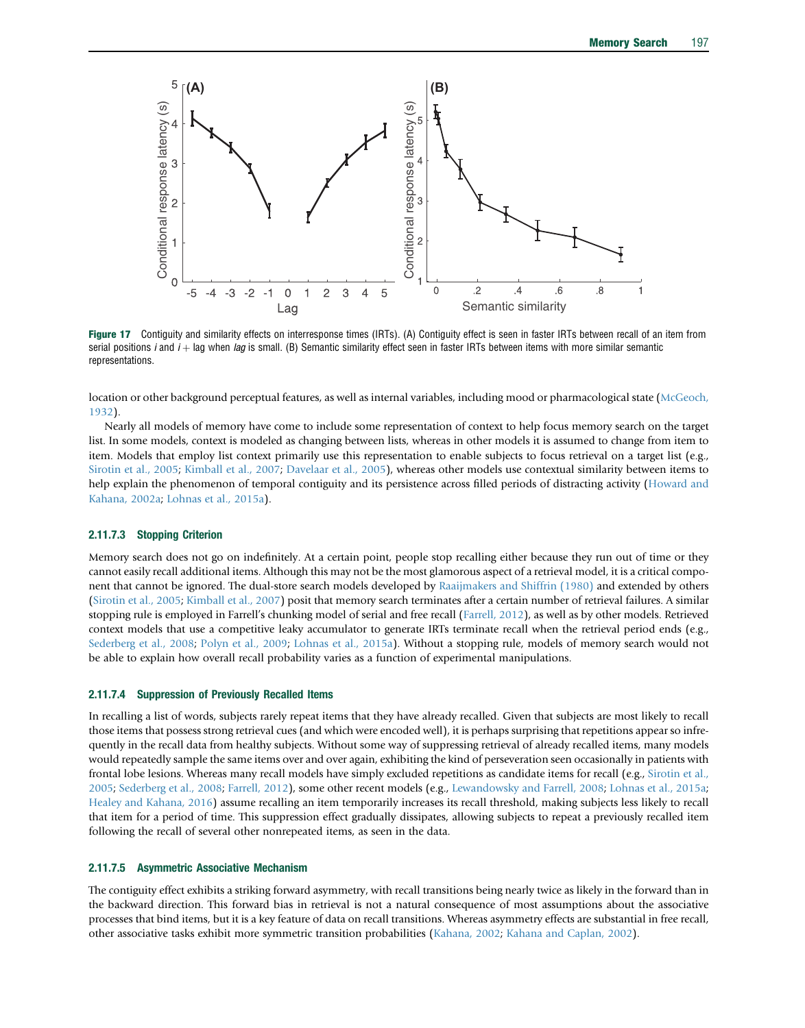(A)

Conditional response latency (s)

5
4
3
2
1
0

-5 -4 -3 -2 -1 0 1 2 3 4 5

Lag

(B)

Conditional response latency (s)

5
4
3
2
1

0 .2 .4 .6 .8 1

Semantic similarity

**Figure 17** Contiguity and similarity effects on interresponse times (IRTs). (A) Contiguity effect is seen in faster IRTs between recall of an item from serial positions *i* and *i* + lag when *lag* is small. (B) Semantic similarity effect seen in faster IRTs between items with more similar semantic representations.

location or other background perceptual features, as well as internal variables, including mood or pharmacological state (McGeoch, 1932).

Nearly all models of memory have come to include some representation of context to help focus memory search on the target list. In some models, context is modeled as changing between lists, whereas in other models it is assumed to change from item to item. Models that employ list context primarily use this representation to enable subjects to focus retrieval on a target list (e.g., Sirotin et al., 2005; Kimball et al., 2007; Davelaar et al., 2005), whereas other models use contextual similarity between items to help explain the phenomenon of temporal contiguity and its persistence across filled periods of distracting activity (Howard and Kahana, 2002a; Lohnas et al., 2015a).

#### 2.11.7.3 Stopping Criterion

Memory search does not go on indefinitely. At a certain point, people stop recalling either because they run out of time or they cannot easily recall additional items. Although this may not be the most glamorous aspect of a retrieval model, it is a critical component that cannot be ignored. The dual-store search models developed by Raaijmakers and Shiffrin (1980) and extended by others (Sirotin et al., 2005; Kimball et al., 2007) posit that memory search terminates after a certain number of retrieval failures. A similar stopping rule is employed in Farrell's chunking model of serial and free recall (Farrell, 2012), as well as by other models. Retrieved context models that use a competitive leaky accumulator to generate IRTs terminate recall when the retrieval period ends (e.g., Sederberg et al., 2008; Polyn et al., 2009; Lohnas et al., 2015a). Without a stopping rule, models of memory search would not be able to explain how overall recall probability varies as a function of experimental manipulations.

#### 2.11.7.4 Suppression of Previously Recalled Items

In recalling a list of words, subjects rarely repeat items that they have already recalled. Given that subjects are most likely to recall those items that possess strong retrieval cues (and which were encoded well), it is perhaps surprising that repetitions appear so infrequently in the recall data from healthy subjects. Without some way of suppressing retrieval of already recalled items, many models would repeatedly sample the same items over and over again, exhibiting the kind of perseveration seen occasionally in patients with frontal lobe lesions. Whereas many recall models have simply excluded repetitions as candidate items for recall (e.g., Sirotin et al., 2005; Sederberg et al., 2008; Farrell, 2012), some other recent models (e.g., Lewandowsky and Farrell, 2008; Lohnas et al., 2015a; Healey and Kahana, 2016) assume recalling an item temporarily increases its recall threshold, making subjects less likely to recall that item for a period of time. This suppression effect gradually dissipates, allowing subjects to repeat a previously recalled item following the recall of several other nonrepeated items, as seen in the data.

#### 2.11.7.5 Asymmetric Associative Mechanism

The contiguity effect exhibits a striking forward asymmetry, with recall transitions being nearly twice as likely in the forward than in the backward direction. This forward bias in retrieval is not a natural consequence of most assumptions about the associative processes that bind items, but it is a key feature of data on recall transitions. Whereas asymmetry effects are substantial in free recall, other associative tasks exhibit more symmetric transition probabilities (Kahana, 2002; Kahana and Caplan, 2002).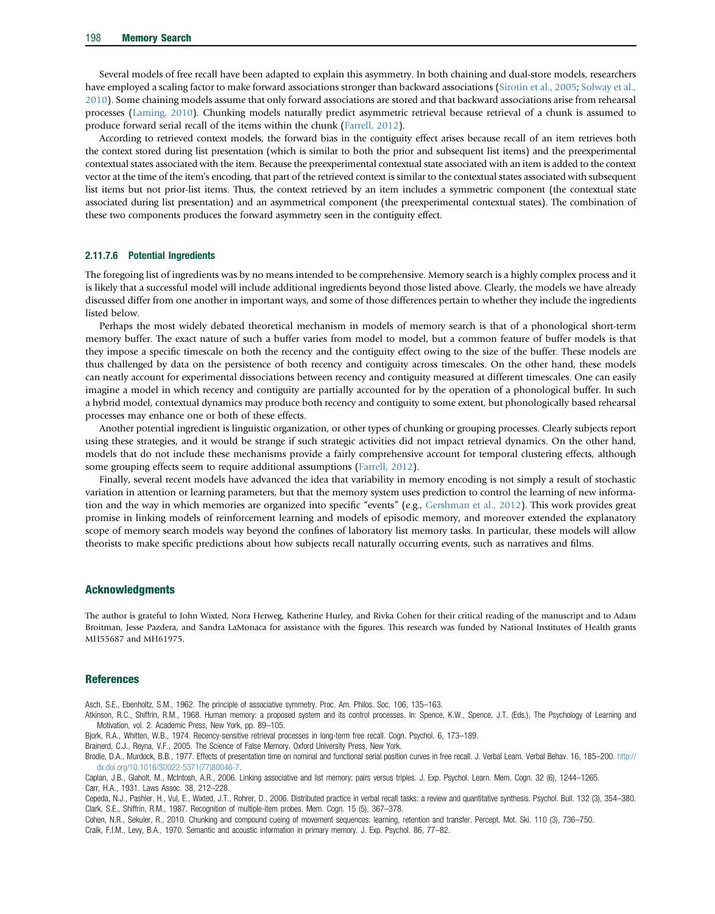Several models of free recall have been adapted to explain this asymmetry. In both chaining and dual-store models, researchers have employed a scaling factor to make forward associations stronger than backward associations (Sirotin et al., 2005; Solway et al., 2010). Some chaining models assume that only forward associations are stored and that backward associations arise from rehearsal processes (Laming, 2010). Chunking models naturally predict asymmetric retrieval because retrieval of a chunk is assumed to produce forward serial recall of the items within the chunk (Farrell, 2012).

According to retrieved context models, the forward bias in the contiguity effect arises because recall of an item retrieves both the context stored during list presentation (which is similar to both the prior and subsequent list items) and the preexperimental contextual states associated with the item. Because the preexperimental contextual state associated with an item is added to the context vector at the time of the item's encoding, that part of the retrieved context is similar to the contextual states associated with subsequent list items but not prior-list items. Thus, the context retrieved by an item includes a symmetric component (the contextual state associated during list presentation) and an asymmetrical component (the preexperimental contextual states). The combination of these two components produces the forward asymmetry seen in the contiguity effect.

### 2.11.7.6 Potential Ingredients

The foregoing list of ingredients was by no means intended to be comprehensive. Memory search is a highly complex process and it is likely that a successful model will include additional ingredients beyond those listed above. Clearly, the models we have already discussed differ from one another in important ways, and some of those differences pertain to whether they include the ingredients listed below.

Perhaps the most widely debated theoretical mechanism in models of memory search is that of a phonological short-term memory buffer. The exact nature of such a buffer varies from model to model, but a common feature of buffer models is that they impose a specific timescale on both the recency and the contiguity effect owing to the size of the buffer. These models are thus challenged by data on the persistence of both recency and contiguity across timescales. On the other hand, these models can neatly account for experimental dissociations between recency and contiguity measured at different timescales. One can easily imagine a model in which recency and contiguity are partially accounted for by the operation of a phonological buffer. In such a hybrid model, contextual dynamics may produce both recency and contiguity to some extent, but phonologically based rehearsal processes may enhance one or both of these effects.

Another potential ingredient is linguistic organization, or other types of chunking or grouping processes. Clearly subjects report using these strategies, and it would be strange if such strategic activities did not impact retrieval dynamics. On the other hand, models that do not include these mechanisms provide a fairly comprehensive account for temporal clustering effects, although some grouping effects seem to require additional assumptions (Farrell, 2012).

Finally, several recent models have advanced the idea that variability in memory encoding is not simply a result of stochastic variation in attention or learning parameters, but that the memory system uses prediction to control the learning of new information and the way in which memories are organized into specific "events" (e.g., Gershman et al., 2012). This work provides great promise in linking models of reinforcement learning and models of episodic memory, and moreover extended the explanatory scope of memory search models way beyond the confines of laboratory list memory tasks. In particular, these models will allow theorists to make specific predictions about how subjects recall naturally occurring events, such as narratives and films.

## Acknowledgments

The author is grateful to John Wixted, Nora Herweg, Katherine Hurley, and Rivka Cohen for their critical reading of the manuscript and to Adam Broitman, Jesse Pazdera, and Sandra LaMonaca for assistance with the figures. This research was funded by National Institutes of Health grants MH55687 and MH61975.

## References

Asch, S.E., Ebenholtz, S.M., 1962. The principle of associative symmetry. Proc. Am. Philos. Soc. 106, 135–163.

Atkinson, R.C., Shiffrin, R.M., 1968. Human memory: a proposed system and its control processes. In: Spence, K.W., Spence, J.T. (Eds.), The Psychology of Learning and Motivation, vol. 2. Academic Press, New York, pp. 89–105.

Bjork, R.A., Whitten, W.B., 1974. Recency-sensitive retrieval processes in long-term free recall. Cogn. Psychol. 6, 173–189.

Brainerd, C.J., Reyna, V.F., 2005. The Science of False Memory. Oxford University Press, New York.

Brodie, D.A., Murdock, B.B., 1977. Effects of presentation time on nominal and functional serial position curves in free recall. J. Verbal Learn. Verbal Behav. 16, 185–200. http://dx.doi.org/10.1016/S0022-5371(77)80046-7.

Caplan, J.B., Glaholt, M., McIntosh, A.R., 2006. Linking associative and list memory: pairs versus triples. J. Exp. Psychol. Learn. Mem. Cogn. 32 (6), 1244–1265.

Carr, H.A., 1931. Laws Assoc. 38, 212–228.

Cepeda, N.J., Pashler, H., Vul, E., Wixted, J.T., Rohrer, D., 2006. Distributed practice in verbal recall tasks: a review and quantitative synthesis. Psychol. Bull. 132 (3), 354–380.

Clark, S.E., Shiffrin, R.M., 1987. Recognition of multiple-item probes. Mem. Cogn. 15 (5), 367–378.

Cohen, N.R., Sekuler, R., 2010. Chunking and compound cueing of movement sequences: learning, retention and transfer. Percept. Mot. Ski. 110 (3), 736–750.

Craik, F.I.M., Levy, B.A., 1970. Semantic and acoustic information in primary memory. J. Exp. Psychol. 86, 77–82.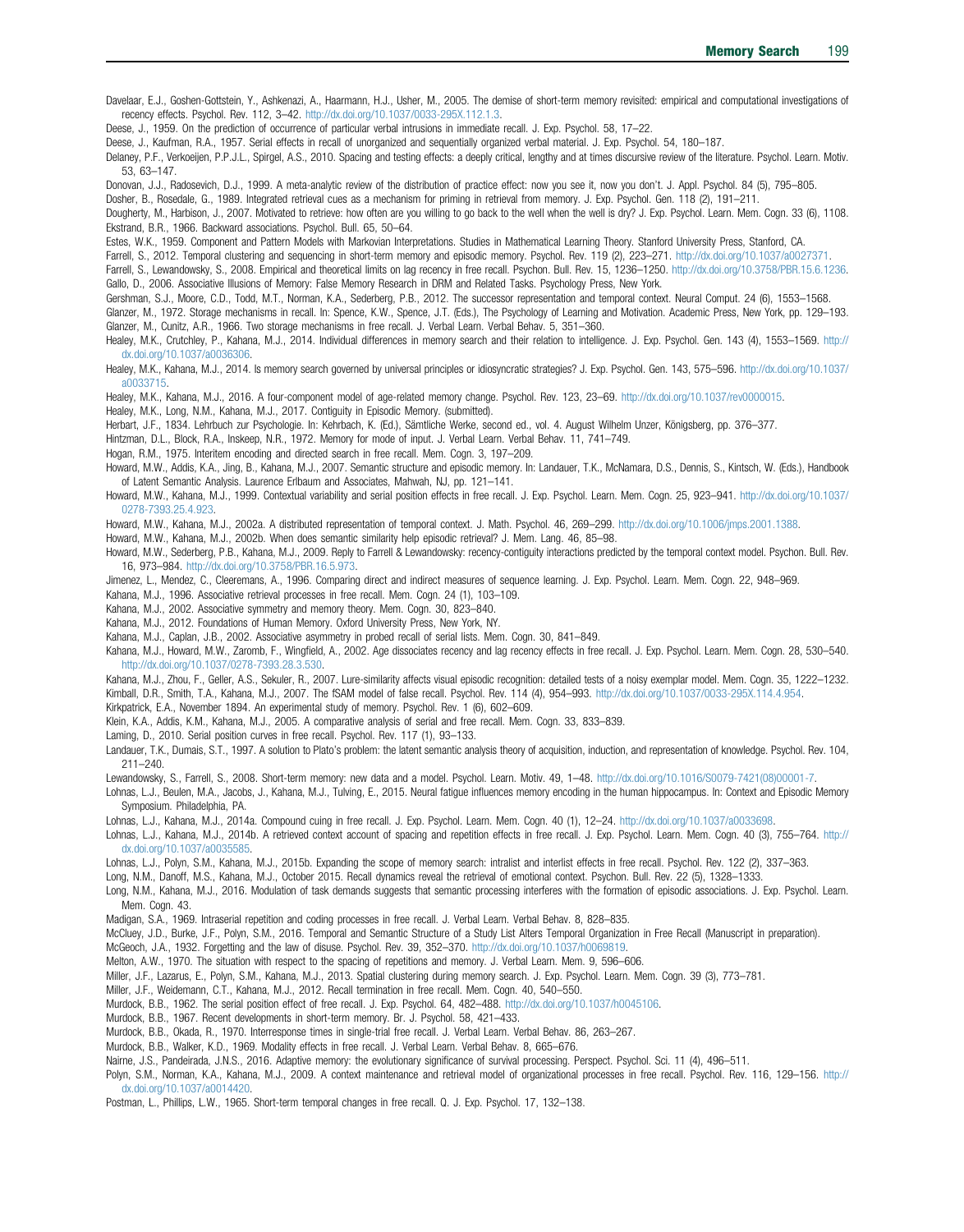Davelaar, E.J., Goshen-Gottstein, Y., Ashkenazi, A., Haarmann, H.J., Usher, M., 2005. The demise of short-term memory revisited: empirical and computational investigations of recency effects. Psychol. Rev. 112, 3–42. http://dx.doi.org/10.1037/0033-295X.112.1.3.

Deese, J., 1959. On the prediction of occurrence of particular verbal intrusions in immediate recall. J. Exp. Psychol. 58, 17–22.

Deese, J., Kaufman, R.A., 1957. Serial effects in recall of unorganized and sequentially organized verbal material. J. Exp. Psychol. 54, 180–187.

Delaney, P.F., Verkoeijen, P.P.J.L., Spirgel, A.S., 2010. Spacing and testing effects: a deeply critical, lengthy and at times discursive review of the literature. Psychol. Learn. Motiv. 53, 63–147.

Donovan, J.J., Radosevich, D.J., 1999. A meta-analytic review of the distribution of practice effect: now you see it, now you don't. J. Appl. Psychol. 84 (5), 795–805.

Dosher, B., Rosedale, G., 1989. Integrated retrieval cues as a mechanism for priming in retrieval from memory. J. Exp. Psychol. Gen. 118 (2), 191–211.

Dougherty, M., Harbison, J., 2007. Motivated to retrieve: how often are you willing to go back to the well when the well is dry? J. Exp. Psychol. Learn. Mem. Cogn. 33 (6), 1108.

Ekstrand, B.R., 1966. Backward associations. Psychol. Bull. 65, 50–64.

Estes, W.K., 1959. Component and Pattern Models with Markovian Interpretations. Studies in Mathematical Learning Theory. Stanford University Press, Stanford, CA.

Farrell, S., 2012. Temporal clustering and sequencing in short-term memory and episodic memory. Psychol. Rev. 119 (2), 223–271. http://dx.doi.org/10.1037/a0027371.

Farrell, S., Lewandowsky, S., 2008. Empirical and theoretical limits on lag recency in free recall. Psychon. Bull. Rev. 15, 1236–1250. http://dx.doi.org/10.3758/PBR.15.6.1236.

Gallo, D., 2006. Associative Illusions of Memory: False Memory Research in DRM and Related Tasks. Psychology Press, New York.

Gershman, S.J., Moore, C.D., Todd, M.T., Norman, K.A., Sederberg, P.B., 2012. The successor representation and temporal context. Neural Comput. 24 (6), 1553–1568.

Glanzer, M., 1972. Storage mechanisms in recall. In: Spence, K.W., Spence, J.T. (Eds.), The Psychology of Learning and Motivation. Academic Press, New York, pp. 129–193.

Glanzer, M., Cunitz, A.R., 1966. Two storage mechanisms in free recall. J. Verbal Learn. Verbal Behav. 5, 351–360.

Healey, M.K., Crutchley, P., Kahana, M.J., 2014. Individual differences in memory search and their relation to intelligence. J. Exp. Psychol. Gen. 143 (4), 1553–1569. http://dx.doi.org/10.1037/a0036306.

Healey, M.K., Kahana, M.J., 2014. Is memory search governed by universal principles or idiosyncratic strategies? J. Exp. Psychol. Gen. 143, 575–596. http://dx.doi.org/10.1037/a0033715.

Healey, M.K., Kahana, M.J., 2016. A four-component model of age-related memory change. Psychol. Rev. 123, 23–69. http://dx.doi.org/10.1037/rev0000015.

Healey, M.K., Long, N.M., Kahana, M.J., 2017. Contiguity in Episodic Memory. (submitted).

Herbart, J.F., 1834. Lehrbuch zur Psychologie. In: Kehrbach, K. (Ed.), Sämtliche Werke, second ed., vol. 4. August Wilhelm Unzer, Königsberg, pp. 376–377.

Hintzman, D.L., Block, R.A., Inskeep, N.R., 1972. Memory for mode of input. J. Verbal Learn. Verbal Behav. 11, 741–749.

Hogan, R.M., 1975. Interitem encoding and directed search in free recall. Mem. Cogn. 3, 197–209.

Howard, M.W., Addis, K.A., Jing, B., Kahana, M.J., 2007. Semantic structure and episodic memory. In: Landauer, T.K., McNamara, D.S., Dennis, S., Kintsch, W. (Eds.), Handbook of Latent Semantic Analysis. Laurence Erlbaum and Associates, Mahwah, NJ, pp. 121–141.

Howard, M.W., Kahana, M.J., 1999. Contextual variability and serial position effects in free recall. J. Exp. Psychol. Learn. Mem. Cogn. 25, 923–941. http://dx.doi.org/10.1037/0278-7393.25.4.923.

Howard, M.W., Kahana, M.J., 2002a. A distributed representation of temporal context. J. Math. Psychol. 46, 269–299. http://dx.doi.org/10.1006/jmps.2001.1388.

Howard, M.W., Kahana, M.J., 2002b. When does semantic similarity help episodic retrieval? J. Mem. Lang. 46, 85–98.

Howard, M.W., Sederberg, P.B., Kahana, M.J., 2009. Reply to Farrell & Lewandowsky: recency-contiguity interactions predicted by the temporal context model. Psychon. Bull. Rev. 16, 973–984. http://dx.doi.org/10.3758/PBR.16.5.973.

Jimenez, L., Mendez, C., Cleeremans, A., 1996. Comparing direct and indirect measures of sequence learning. J. Exp. Psychol. Learn. Mem. Cogn. 22, 948–969.

Kahana, M.J., 1996. Associative retrieval processes in free recall. Mem. Cogn. 24 (1), 103–109.

Kahana, M.J., 2002. Associative symmetry and memory theory. Mem. Cogn. 30, 823–840.

Kahana, M.J., 2012. Foundations of Human Memory. Oxford University Press, New York, NY.

Kahana, M.J., Caplan, J.B., 2002. Associative asymmetry in probed recall of serial lists. Mem. Cogn. 30, 841–849.

Kahana, M.J., Howard, M.W., Zaromb, F., Wingfield, A., 2002. Age dissociates recency and lag recency effects in free recall. J. Exp. Psychol. Learn. Mem. Cogn. 28, 530–540. http://dx.doi.org/10.1037/0278-7393.28.3.530.

Kahana, M.J., Zhou, F., Geller, A.S., Sekuler, R., 2007. Lure-similarity affects visual episodic recognition: detailed tests of a noisy exemplar model. Mem. Cogn. 35, 1222–1232.

Kimball, D.R., Smith, T.A., Kahana, M.J., 2007. The fSAM model of false recall. Psychol. Rev. 114 (4), 954–993. http://dx.doi.org/10.1037/0033-295X.114.4.954.

Kirkpatrick, E.A., November 1894. An experimental study of memory. Psychol. Rev. 1 (6), 602–609.

Klein, K.A., Addis, K.M., Kahana, M.J., 2005. A comparative analysis of serial and free recall. Mem. Cogn. 33, 833–839.

Laming, D., 2010. Serial position curves in free recall. Psychol. Rev. 117 (1), 93–133.

Landauer, T.K., Dumais, S.T., 1997. A solution to Plato's problem: the latent semantic analysis theory of acquisition, induction, and representation of knowledge. Psychol. Rev. 104, 211–240.

Lewandowsky, S., Farrell, S., 2008. Short-term memory: new data and a model. Psychol. Learn. Motiv. 49, 1–48. http://dx.doi.org/10.1016/S0079-7421(08)00001-7.

Lohnas, L.J., Beulen, M.A., Jacobs, J., Kahana, M.J., Tulving, E., 2015. Neural fatigue influences memory encoding in the human hippocampus. In: Context and Episodic Memory Symposium. Philadelphia, PA.

Lohnas, L.J., Kahana, M.J., 2014a. Compound cuing in free recall. J. Exp. Psychol. Learn. Mem. Cogn. 40 (1), 12–24. http://dx.doi.org/10.1037/a0033698.

Lohnas, L.J., Kahana, M.J., 2014b. A retrieved context account of spacing and repetition effects in free recall. J. Exp. Psychol. Learn. Mem. Cogn. 40 (3), 755–764. http://dx.doi.org/10.1037/a0035585.

Lohnas, L.J., Polyn, S.M., Kahana, M.J., 2015b. Expanding the scope of memory search: intralist and interlist effects in free recall. Psychol. Rev. 122 (2), 337–363.

Long, N.M., Danoff, M.S., Kahana, M.J., October 2015. Recall dynamics reveal the retrieval of emotional context. Psychon. Bull. Rev. 22 (5), 1328–1333.

Long, N.M., Kahana, M.J., 2016. Modulation of task demands suggests that semantic processing interferes with the formation of episodic associations. J. Exp. Psychol. Learn. Mem. Cogn. 43.

Madigan, S.A., 1969. Intraserial repetition and coding processes in free recall. J. Verbal Learn. Verbal Behav. 8, 828–835.

McCluey, J.D., Burke, J.F., Polyn, S.M., 2016. Temporal and Semantic Structure of a Study List Alters Temporal Organization in Free Recall (Manuscript in preparation).

McGeoch, J.A., 1932. Forgetting and the law of disuse. Psychol. Rev. 39, 352–370. http://dx.doi.org/10.1037/h0069819.

Melton, A.W., 1970. The situation with respect to the spacing of repetitions and memory. J. Verbal Learn. Mem. 9, 596–606.

Miller, J.F., Lazarus, E., Polyn, S.M., Kahana, M.J., 2013. Spatial clustering during memory search. J. Exp. Psychol. Learn. Mem. Cogn. 39 (3), 773–781.

Miller, J.F., Weidemann, C.T., Kahana, M.J., 2012. Recall termination in free recall. Mem. Cogn. 40, 540–550.

Murdock, B.B., 1962. The serial position effect of free recall. J. Exp. Psychol. 64, 482–488. http://dx.doi.org/10.1037/h0045106.

Murdock, B.B., 1967. Recent developments in short-term memory. Br. J. Psychol. 58, 421–433.

Murdock, B.B., Okada, R., 1970. Interresponse times in single-trial free recall. J. Verbal Learn. Verbal Behav. 86, 263–267.

Murdock, B.B., Walker, K.D., 1969. Modality effects in free recall. J. Verbal Learn. Verbal Behav. 8, 665–676.

Nairne, J.S., Pandeirada, J.N.S., 2016. Adaptive memory: the evolutionary significance of survival processing. Perspect. Psychol. Sci. 11 (4), 496–511.

Polyn, S.M., Norman, K.A., Kahana, M.J., 2009. A context maintenance and retrieval model of organizational processes in free recall. Psychol. Rev. 116, 129–156. http://dx.doi.org/10.1037/a0014420.

Postman, L., Phillips, L.W., 1965. Short-term temporal changes in free recall. Q. J. Exp. Psychol. 17, 132–138.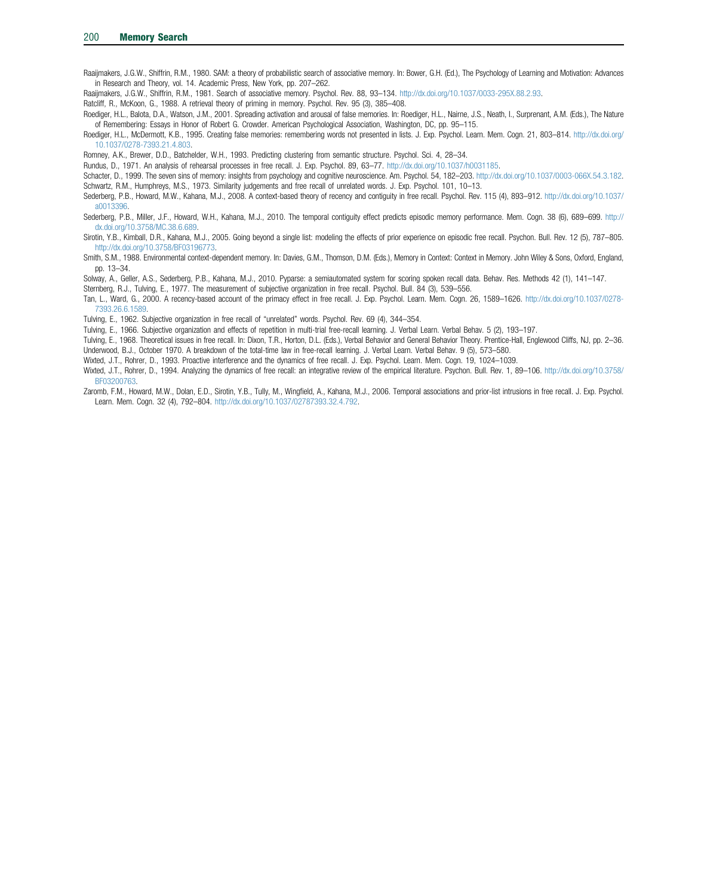Raaijmakers, J.G.W., Shiffrin, R.M., 1980. SAM: a theory of probabilistic search of associative memory. In: Bower, G.H. (Ed.), The Psychology of Learning and Motivation: Advances in Research and Theory, vol. 14. Academic Press, New York, pp. 207–262.

Raaijmakers, J.G.W., Shiffrin, R.M., 1981. Search of associative memory. Psychol. Rev. 88, 93–134. http://dx.doi.org/10.1037/0033-295X.88.2.93.

Ratcliff, R., McKoon, G., 1988. A retrieval theory of priming in memory. Psychol. Rev. 95 (3), 385–408.

Roediger, H.L., Balota, D.A., Watson, J.M., 2001. Spreading activation and arousal of false memories. In: Roediger, H.L., Nairne, J.S., Neath, I., Surprenant, A.M. (Eds.), The Nature of Remembering: Essays in Honor of Robert G. Crowder. American Psychological Association, Washington, DC, pp. 95–115.

Roediger, H.L., McDermott, K.B., 1995. Creating false memories: remembering words not presented in lists. J. Exp. Psychol. Learn. Mem. Cogn. 21, 803–814. http://dx.doi.org/10.1037/0278-7393.21.4.803.

Romney, A.K., Brewer, D.D., Batchelder, W.H., 1993. Predicting clustering from semantic structure. Psychol. Sci. 4, 28–34.

Rundus, D., 1971. An analysis of rehearsal processes in free recall. J. Exp. Psychol. 89, 63–77. http://dx.doi.org/10.1037/h0031185.

Schacter, D., 1999. The seven sins of memory: insights from psychology and cognitive neuroscience. Am. Psychol. 54, 182–203. http://dx.doi.org/10.1037/0003-066X.54.3.182.

Schwartz, R.M., Humphreys, M.S., 1973. Similarity judgements and free recall of unrelated words. J. Exp. Psychol. 101, 10–13.

Sederberg, P.B., Howard, M.W., Kahana, M.J., 2008. A context-based theory of recency and contiguity in free recall. Psychol. Rev. 115 (4), 893–912. http://dx.doi.org/10.1037/a0013396.

Sederberg, P.B., Miller, J.F., Howard, W.H., Kahana, M.J., 2010. The temporal contiguity effect predicts episodic memory performance. Mem. Cogn. 38 (6), 689–699. http://dx.doi.org/10.3758/MC.38.6.689.

Sirotin, Y.B., Kimball, D.R., Kahana, M.J., 2005. Going beyond a single list: modeling the effects of prior experience on episodic free recall. Psychon. Bull. Rev. 12 (5), 787–805. http://dx.doi.org/10.3758/BF03196773.

Smith, S.M., 1988. Environmental context-dependent memory. In: Davies, G.M., Thomson, D.M. (Eds.), Memory in Context: Context in Memory. John Wiley & Sons, Oxford, England, pp. 13–34.

Solway, A., Geller, A.S., Sederberg, P.B., Kahana, M.J., 2010. Pyparse: a semiautomated system for scoring spoken recall data. Behav. Res. Methods 42 (1), 141–147.

Sternberg, R.J., Tulving, E., 1977. The measurement of subjective organization in free recall. Psychol. Bull. 84 (3), 539–556.

Tan, L., Ward, G., 2000. A recency-based account of the primacy effect in free recall. J. Exp. Psychol. Learn. Mem. Cogn. 26, 1589–1626. http://dx.doi.org/10.1037/0278-7393.26.6.1589.

Tulving, E., 1962. Subjective organization in free recall of "unrelated" words. Psychol. Rev. 69 (4), 344–354.

Tulving, E., 1966. Subjective organization and effects of repetition in multi-trial free-recall learning. J. Verbal Learn. Verbal Behav. 5 (2), 193–197.

Tulving, E., 1968. Theoretical issues in free recall. In: Dixon, T.R., Horton, D.L. (Eds.), Verbal Behavior and General Behavior Theory. Prentice-Hall, Englewood Cliffs, NJ, pp. 2–36.

Underwood, B.J., October 1970. A breakdown of the total-time law in free-recall learning. J. Verbal Learn. Verbal Behav. 9 (5), 573–580.

Wixted, J.T., Rohrer, D., 1993. Proactive interference and the dynamics of free recall. J. Exp. Psychol. Learn. Mem. Cogn. 19, 1024–1039.

Wixted, J.T., Rohrer, D., 1994. Analyzing the dynamics of free recall: an integrative review of the empirical literature. Psychon. Bull. Rev. 1, 89–106. http://dx.doi.org/10.3758/BF03200763.

Zaromb, F.M., Howard, M.W., Dolan, E.D., Sirotin, Y.B., Tully, M., Wingfield, A., Kahana, M.J., 2006. Temporal associations and prior-list intrusions in free recall. J. Exp. Psychol. Learn. Mem. Cogn. 32 (4), 792–804. http://dx.doi.org/10.1037/02787393.32.4.792.